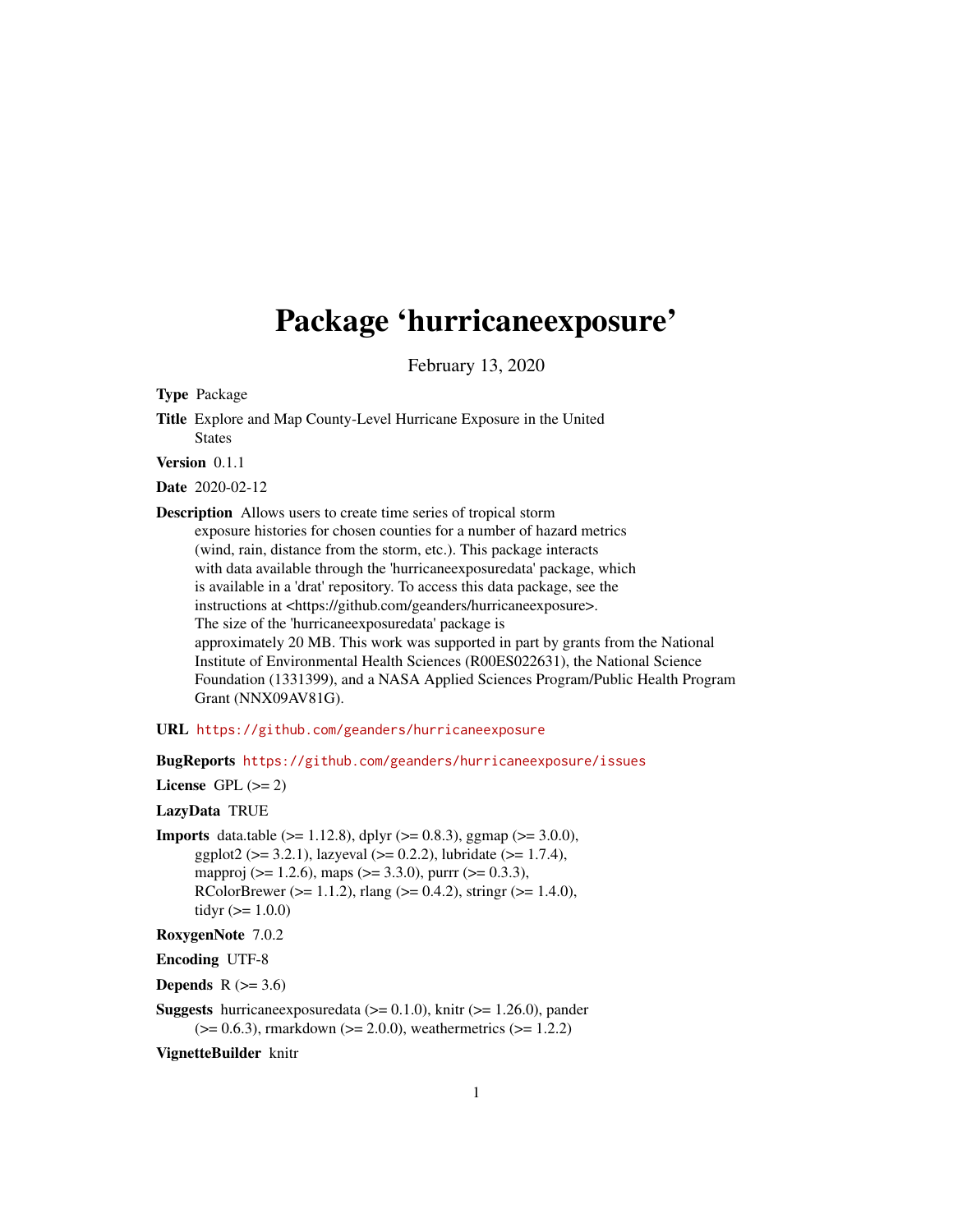# Package 'hurricaneexposure'

February 13, 2020

**Type** Package

**Title** Explore and Map County-Level Hurricane Exposure in the United States

**Version** 0.1.1

**Date** 2020-02-12

**Description** Allows users to create time series of tropical storm exposure histories for chosen counties for a number of hazard metrics (wind, rain, distance from the storm, etc.). This package interacts with data available through the 'hurricaneexposuredata' package, which is available in a 'drat' repository. To access this data package, see the instructions at <https://github.com/geanders/hurricaneexposure>. The size of the 'hurricaneexposuredata' package is approximately 20 MB. This work was supported in part by grants from the National Institute of Environmental Health Sciences (R00ES022631), the National Science Foundation (1331399), and a NASA Applied Sciences Program/Public Health Program Grant (NNX09AV81G).

**URL** https://github.com/geanders/hurricaneexposure

**BugReports** https://github.com/geanders/hurricaneexposure/issues

**License** GPL (>= 2)

**LazyData** TRUE

**Imports** data.table (>= 1.12.8), dplyr (>= 0.8.3), ggmap (>= 3.0.0), ggplot2 (>= 3.2.1), lazyeval (>= 0.2.2), lubridate (>= 1.7.4), mapproj (>= 1.2.6), maps (>= 3.3.0), purrr (>= 0.3.3), RColorBrewer (>= 1.1.2), rlang (>= 0.4.2), stringr (>= 1.4.0), tidyr (>= 1.0.0)

**RoxygenNote** 7.0.2

**Encoding** UTF-8

**Depends** R (>= 3.6)

**Suggests** hurricaneexposuredata (>= 0.1.0), knitr (>= 1.26.0), pander (>= 0.6.3), rmarkdown (>= 2.0.0), weathermetrics (>= 1.2.2)

**VignetteBuilder** knitr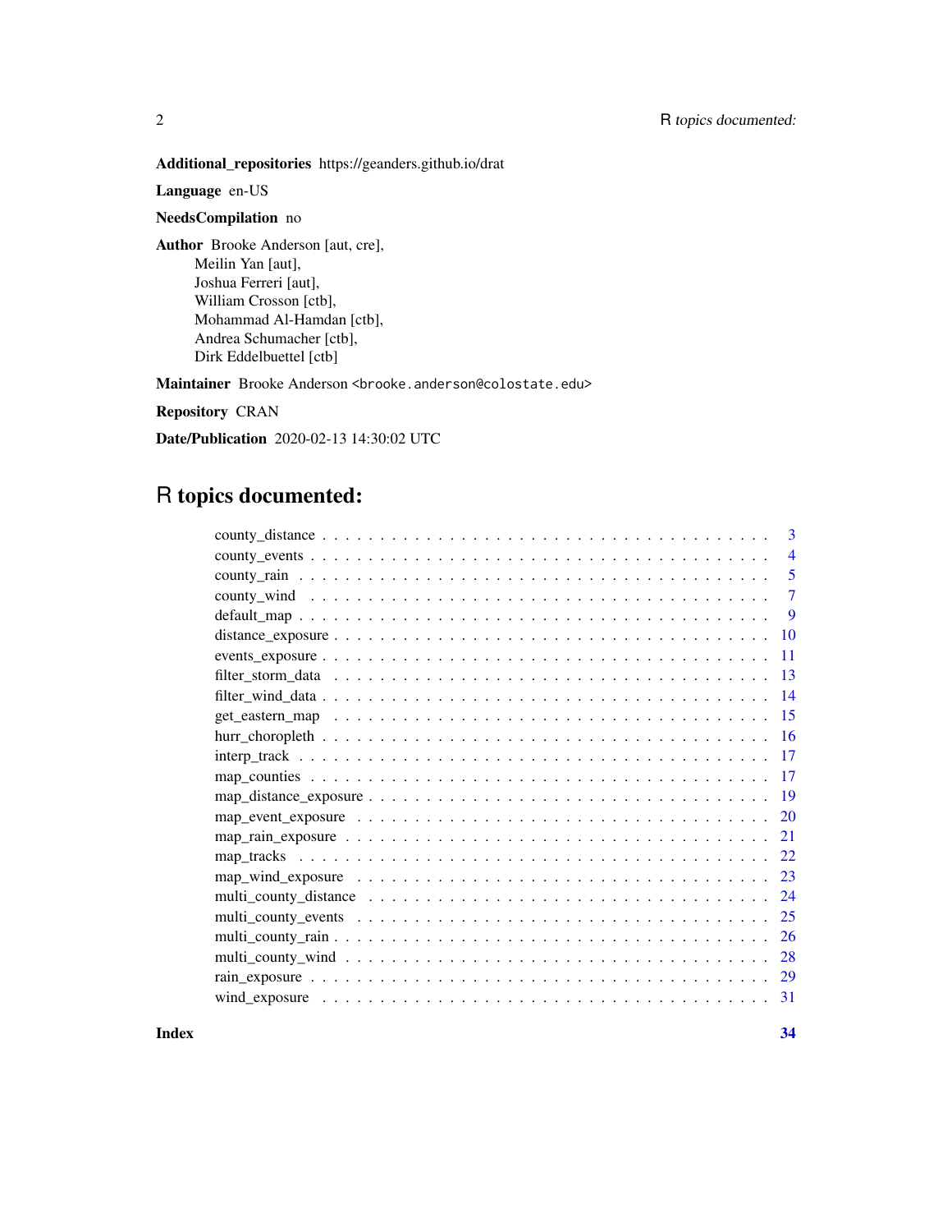**Additional_repositories** https://geanders.github.io/drat

**Language** en-US

**NeedsCompilation** no

**Author** Brooke Anderson [aut, cre],
Meilin Yan [aut],
Joshua Ferreri [aut],
William Crosson [ctb],
Mohammad Al-Hamdan [ctb],
Andrea Schumacher [ctb],
Dirk Eddelbuettel [ctb]

**Maintainer** Brooke Anderson <brooke.anderson@colostate.edu>

**Repository** CRAN

**Date/Publication** 2020-02-13 14:30:02 UTC

# R topics documented:

county_distance . . . . . . . . . . . . . . . . . . . . . . . . . . . . . . . . . . . . 3
county_events . . . . . . . . . . . . . . . . . . . . . . . . . . . . . . . . . . . . 4
county_rain . . . . . . . . . . . . . . . . . . . . . . . . . . . . . . . . . . . . 5
county_wind . . . . . . . . . . . . . . . . . . . . . . . . . . . . . . . . . . . . 7
default_map . . . . . . . . . . . . . . . . . . . . . . . . . . . . . . . . . . . . 9
distance_exposure . . . . . . . . . . . . . . . . . . . . . . . . . . . . . . . . . . . . 10
events_exposure . . . . . . . . . . . . . . . . . . . . . . . . . . . . . . . . . . . . 11
filter_storm_data . . . . . . . . . . . . . . . . . . . . . . . . . . . . . . . . . . . . 13
filter_wind_data . . . . . . . . . . . . . . . . . . . . . . . . . . . . . . . . . . . . 14
get_eastern_map . . . . . . . . . . . . . . . . . . . . . . . . . . . . . . . . . . . . 15
hurr_choropleth . . . . . . . . . . . . . . . . . . . . . . . . . . . . . . . . . . . . 16
interp_track . . . . . . . . . . . . . . . . . . . . . . . . . . . . . . . . . . . . 17
map_counties . . . . . . . . . . . . . . . . . . . . . . . . . . . . . . . . . . . . 17
map_distance_exposure . . . . . . . . . . . . . . . . . . . . . . . . . . . . . . . . . . . . 19
map_event_exposure . . . . . . . . . . . . . . . . . . . . . . . . . . . . . . . . . . . . 20
map_rain_exposure . . . . . . . . . . . . . . . . . . . . . . . . . . . . . . . . . . . . 21
map_tracks . . . . . . . . . . . . . . . . . . . . . . . . . . . . . . . . . . . . 22
map_wind_exposure . . . . . . . . . . . . . . . . . . . . . . . . . . . . . . . . . . . . 23
multi_county_distance . . . . . . . . . . . . . . . . . . . . . . . . . . . . . . . . . . . . 24
multi_county_events . . . . . . . . . . . . . . . . . . . . . . . . . . . . . . . . . . . . 25
multi_county_rain . . . . . . . . . . . . . . . . . . . . . . . . . . . . . . . . . . . . 26
multi_county_wind . . . . . . . . . . . . . . . . . . . . . . . . . . . . . . . . . . . . 28
rain_exposure . . . . . . . . . . . . . . . . . . . . . . . . . . . . . . . . . . . . 29
wind_exposure . . . . . . . . . . . . . . . . . . . . . . . . . . . . . . . . . . . . 31

**Index** **34**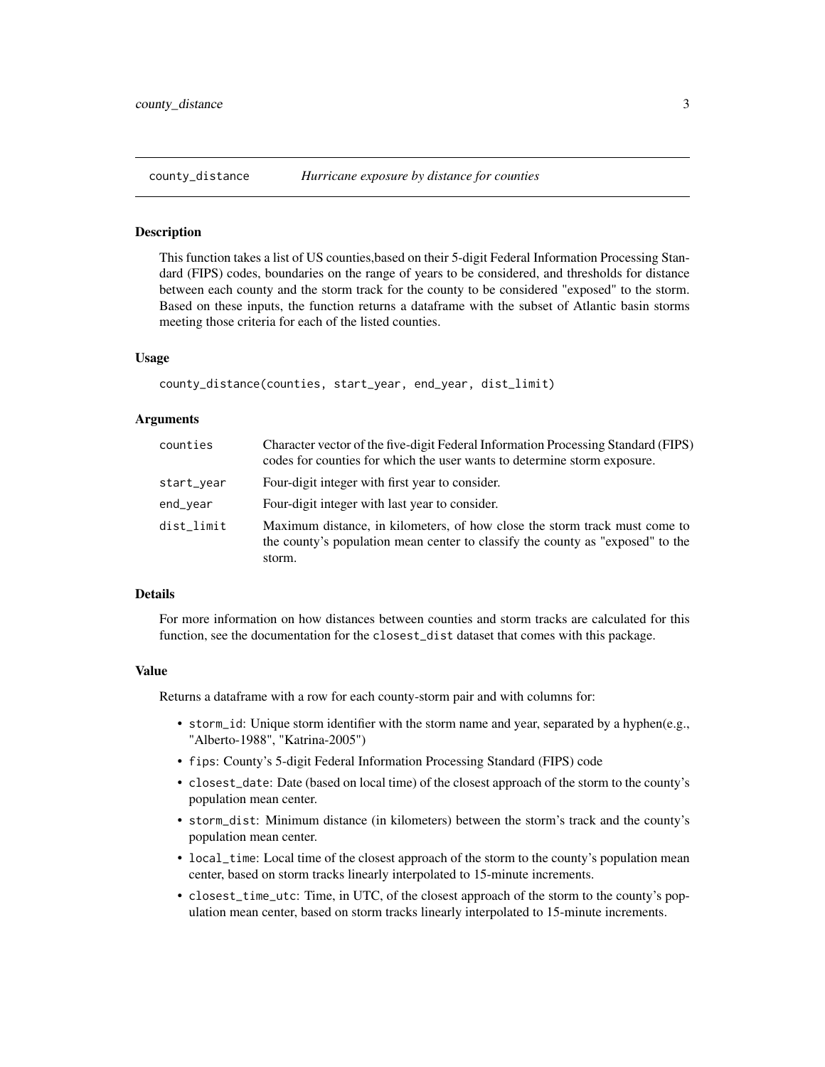## county_distance — *Hurricane exposure by distance for counties*

### Description

This function takes a list of US counties,based on their 5-digit Federal Information Processing Standard (FIPS) codes, boundaries on the range of years to be considered, and thresholds for distance between each county and the storm track for the county to be considered "exposed" to the storm. Based on these inputs, the function returns a dataframe with the subset of Atlantic basin storms meeting those criteria for each of the listed counties.

### Usage

```
county_distance(counties, start_year, end_year, dist_limit)
```

### Arguments

| | |
|---|---|
| counties | Character vector of the five-digit Federal Information Processing Standard (FIPS) codes for counties for which the user wants to determine storm exposure. |
| start_year | Four-digit integer with first year to consider. |
| end_year | Four-digit integer with last year to consider. |
| dist_limit | Maximum distance, in kilometers, of how close the storm track must come to the county's population mean center to classify the county as "exposed" to the storm. |

### Details

For more information on how distances between counties and storm tracks are calculated for this function, see the documentation for the `closest_dist` dataset that comes with this package.

### Value

Returns a dataframe with a row for each county-storm pair and with columns for:

- `storm_id`: Unique storm identifier with the storm name and year, separated by a hyphen(e.g., "Alberto-1988", "Katrina-2005")
- `fips`: County's 5-digit Federal Information Processing Standard (FIPS) code
- `closest_date`: Date (based on local time) of the closest approach of the storm to the county's population mean center.
- `storm_dist`: Minimum distance (in kilometers) between the storm's track and the county's population mean center.
- `local_time`: Local time of the closest approach of the storm to the county's population mean center, based on storm tracks linearly interpolated to 15-minute increments.
- `closest_time_utc`: Time, in UTC, of the closest approach of the storm to the county's population mean center, based on storm tracks linearly interpolated to 15-minute increments.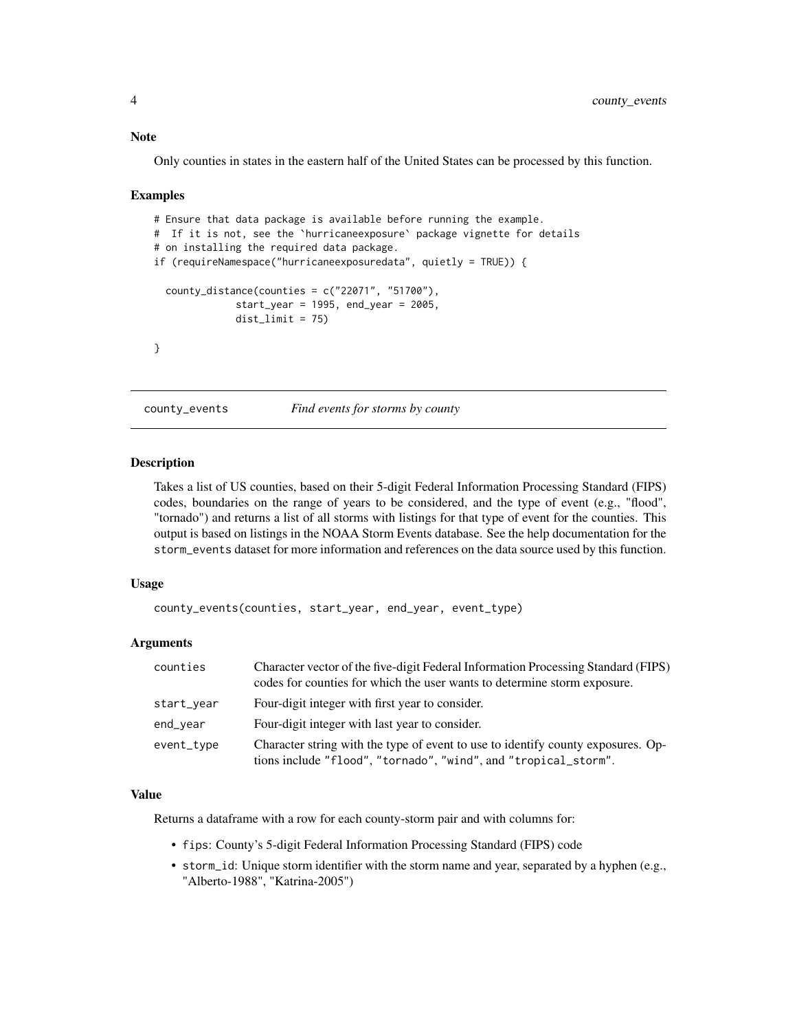### Note

Only counties in states in the eastern half of the United States can be processed by this function.

### Examples

```
# Ensure that data package is available before running the example.
#  If it is not, see the `hurricaneexposure` package vignette for details
# on installing the required data package.
if (requireNamespace("hurricaneexposuredata", quietly = TRUE)) {

  county_distance(counties = c("22071", "51700"),
              start_year = 1995, end_year = 2005,
              dist_limit = 75)

}
```

---

## county_events &nbsp;&nbsp;&nbsp; *Find events for storms by county*

---

### Description

Takes a list of US counties, based on their 5-digit Federal Information Processing Standard (FIPS) codes, boundaries on the range of years to be considered, and the type of event (e.g., "flood", "tornado") and returns a list of all storms with listings for that type of event for the counties. This output is based on listings in the NOAA Storm Events database. See the help documentation for the storm_events dataset for more information and references on the data source used by this function.

### Usage

```
county_events(counties, start_year, end_year, event_type)
```

### Arguments

| | |
|---|---|
| counties | Character vector of the five-digit Federal Information Processing Standard (FIPS) codes for counties for which the user wants to determine storm exposure. |
| start_year | Four-digit integer with first year to consider. |
| end_year | Four-digit integer with last year to consider. |
| event_type | Character string with the type of event to use to identify county exposures. Options include "flood", "tornado", "wind", and "tropical_storm". |

### Value

Returns a dataframe with a row for each county-storm pair and with columns for:

- fips: County's 5-digit Federal Information Processing Standard (FIPS) code
- storm_id: Unique storm identifier with the storm name and year, separated by a hyphen (e.g., "Alberto-1988", "Katrina-2005")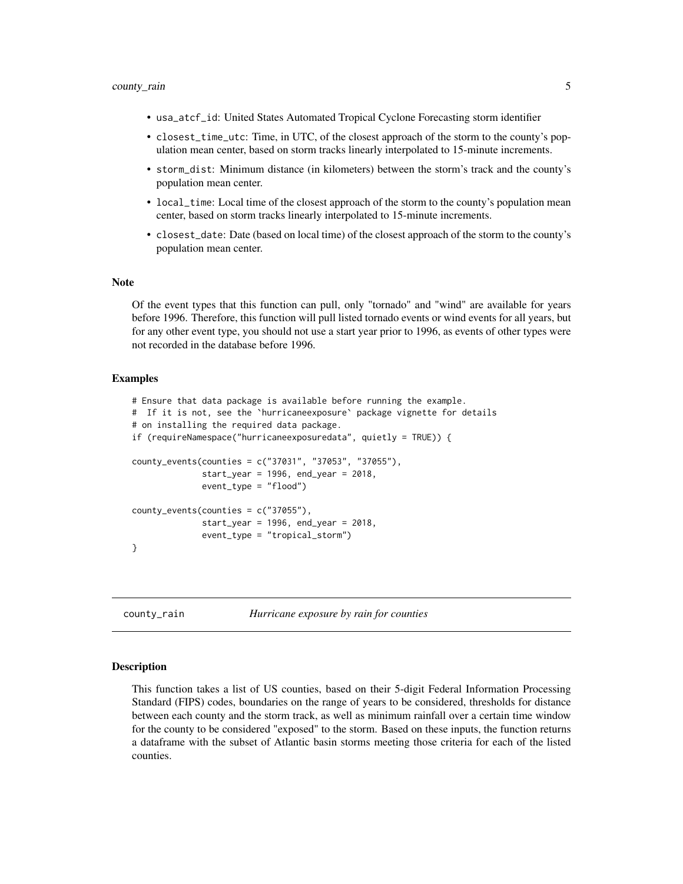- `usa_atcf_id`: United States Automated Tropical Cyclone Forecasting storm identifier
- `closest_time_utc`: Time, in UTC, of the closest approach of the storm to the county's population mean center, based on storm tracks linearly interpolated to 15-minute increments.
- `storm_dist`: Minimum distance (in kilometers) between the storm's track and the county's population mean center.
- `local_time`: Local time of the closest approach of the storm to the county's population mean center, based on storm tracks linearly interpolated to 15-minute increments.
- `closest_date`: Date (based on local time) of the closest approach of the storm to the county's population mean center.

### Note

Of the event types that this function can pull, only "tornado" and "wind" are available for years before 1996. Therefore, this function will pull listed tornado events or wind events for all years, but for any other event type, you should not use a start year prior to 1996, as events of other types were not recorded in the database before 1996.

### Examples

```
# Ensure that data package is available before running the example.
#  If it is not, see the `hurricaneexposure` package vignette for details
# on installing the required data package.
if (requireNamespace("hurricaneexposuredata", quietly = TRUE)) {

county_events(counties = c("37031", "37053", "37055"),
              start_year = 1996, end_year = 2018,
              event_type = "flood")

county_events(counties = c("37055"),
              start_year = 1996, end_year = 2018,
              event_type = "tropical_storm")
}
```

## county_rain — *Hurricane exposure by rain for counties*

### Description

This function takes a list of US counties, based on their 5-digit Federal Information Processing Standard (FIPS) codes, boundaries on the range of years to be considered, thresholds for distance between each county and the storm track, as well as minimum rainfall over a certain time window for the county to be considered "exposed" to the storm. Based on these inputs, the function returns a dataframe with the subset of Atlantic basin storms meeting those criteria for each of the listed counties.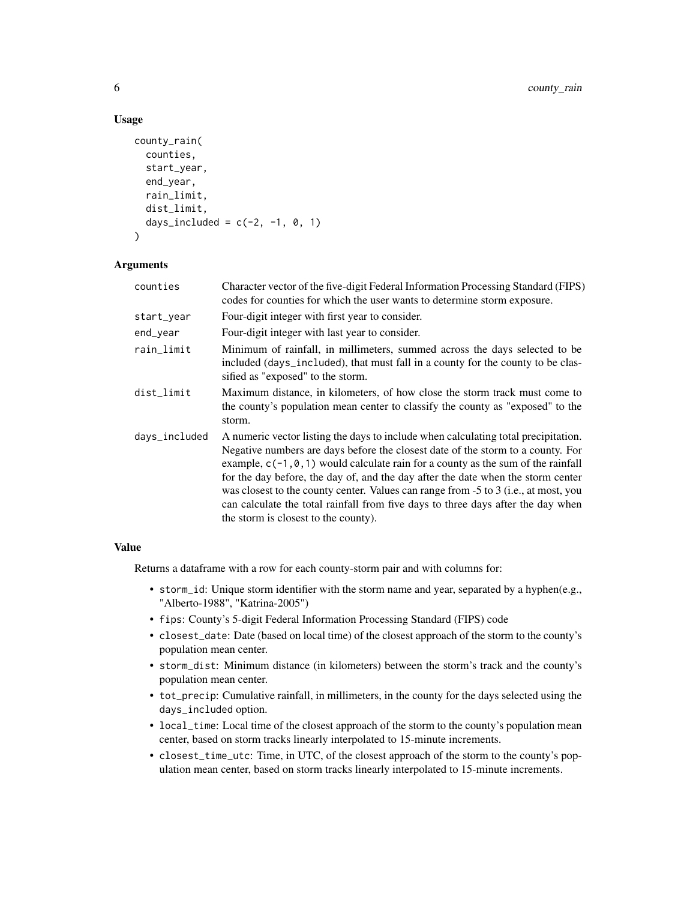## Usage

```
county_rain(
  counties,
  start_year,
  end_year,
  rain_limit,
  dist_limit,
  days_included = c(-2, -1, 0, 1)
)
```

## Arguments

| | |
|---|---|
| counties | Character vector of the five-digit Federal Information Processing Standard (FIPS) codes for counties for which the user wants to determine storm exposure. |
| start_year | Four-digit integer with first year to consider. |
| end_year | Four-digit integer with last year to consider. |
| rain_limit | Minimum of rainfall, in millimeters, summed across the days selected to be included (`days_included`), that must fall in a county for the county to be classified as "exposed" to the storm. |
| dist_limit | Maximum distance, in kilometers, of how close the storm track must come to the county's population mean center to classify the county as "exposed" to the storm. |
| days_included | A numeric vector listing the days to include when calculating total precipitation. Negative numbers are days before the closest date of the storm to a county. For example, `c(-1,0,1)` would calculate rain for a county as the sum of the rainfall for the day before, the day of, and the day after the date when the storm center was closest to the county center. Values can range from -5 to 3 (i.e., at most, you can calculate the total rainfall from five days to three days after the day when the storm is closest to the county). |

## Value

Returns a dataframe with a row for each county-storm pair and with columns for:

- `storm_id`: Unique storm identifier with the storm name and year, separated by a hyphen(e.g., "Alberto-1988", "Katrina-2005")
- `fips`: County's 5-digit Federal Information Processing Standard (FIPS) code
- `closest_date`: Date (based on local time) of the closest approach of the storm to the county's population mean center.
- `storm_dist`: Minimum distance (in kilometers) between the storm's track and the county's population mean center.
- `tot_precip`: Cumulative rainfall, in millimeters, in the county for the days selected using the `days_included` option.
- `local_time`: Local time of the closest approach of the storm to the county's population mean center, based on storm tracks linearly interpolated to 15-minute increments.
- `closest_time_utc`: Time, in UTC, of the closest approach of the storm to the county's population mean center, based on storm tracks linearly interpolated to 15-minute increments.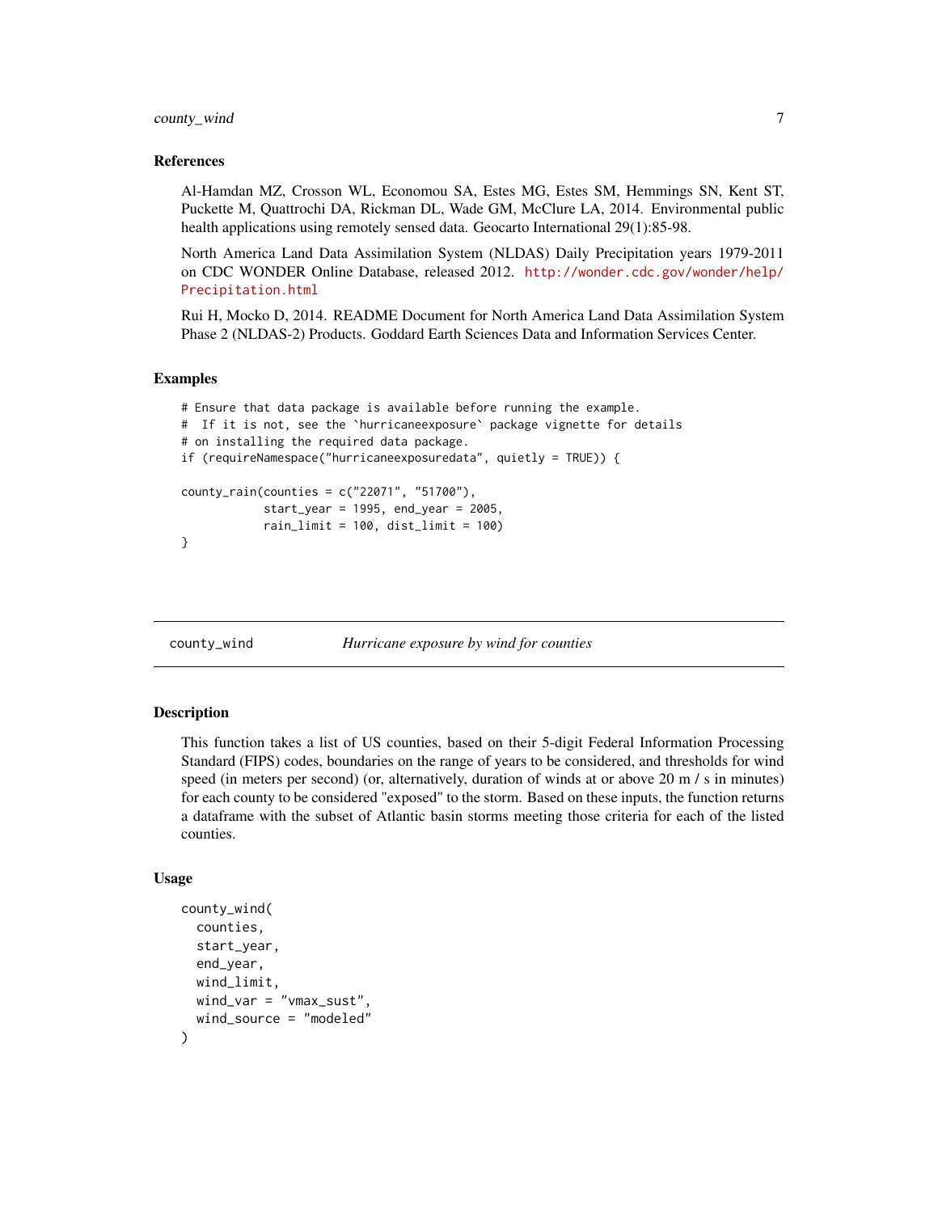### References

Al-Hamdan MZ, Crosson WL, Economou SA, Estes MG, Estes SM, Hemmings SN, Kent ST, Puckette M, Quattrochi DA, Rickman DL, Wade GM, McClure LA, 2014. Environmental public health applications using remotely sensed data. Geocarto International 29(1):85-98.

North America Land Data Assimilation System (NLDAS) Daily Precipitation years 1979-2011 on CDC WONDER Online Database, released 2012. http://wonder.cdc.gov/wonder/help/Precipitation.html

Rui H, Mocko D, 2014. README Document for North America Land Data Assimilation System Phase 2 (NLDAS-2) Products. Goddard Earth Sciences Data and Information Services Center.

### Examples

```
# Ensure that data package is available before running the example.
#  If it is not, see the `hurricaneexposure` package vignette for details
# on installing the required data package.
if (requireNamespace("hurricaneexposuredata", quietly = TRUE)) {

county_rain(counties = c("22071", "51700"),
            start_year = 1995, end_year = 2005,
            rain_limit = 100, dist_limit = 100)
}
```

## county_wind — *Hurricane exposure by wind for counties*

### Description

This function takes a list of US counties, based on their 5-digit Federal Information Processing Standard (FIPS) codes, boundaries on the range of years to be considered, and thresholds for wind speed (in meters per second) (or, alternatively, duration of winds at or above 20 m / s in minutes) for each county to be considered "exposed" to the storm. Based on these inputs, the function returns a dataframe with the subset of Atlantic basin storms meeting those criteria for each of the listed counties.

### Usage

```
county_wind(
  counties,
  start_year,
  end_year,
  wind_limit,
  wind_var = "vmax_sust",
  wind_source = "modeled"
)
```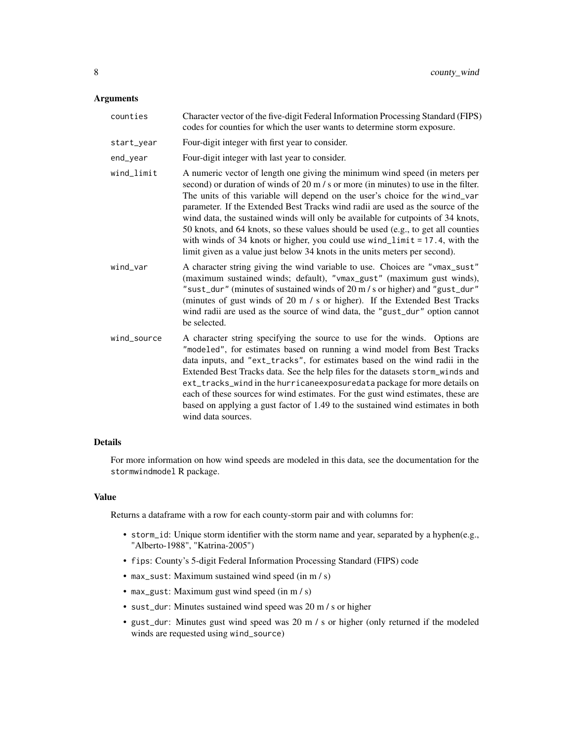### Arguments

- `counties`: Character vector of the five-digit Federal Information Processing Standard (FIPS) codes for counties for which the user wants to determine storm exposure.
- `start_year`: Four-digit integer with first year to consider.
- `end_year`: Four-digit integer with last year to consider.
- `wind_limit`: A numeric vector of length one giving the minimum wind speed (in meters per second) or duration of winds of 20 m / s or more (in minutes) to use in the filter. The units of this variable will depend on the user's choice for the `wind_var` parameter. If the Extended Best Tracks wind radii are used as the source of the wind data, the sustained winds will only be available for cutpoints of 34 knots, 50 knots, and 64 knots, so these values should be used (e.g., to get all counties with winds of 34 knots or higher, you could use `wind_limit = 17.4`, with the limit given as a value just below 34 knots in the units meters per second).
- `wind_var`: A character string giving the wind variable to use. Choices are `"vmax_sust"` (maximum sustained winds; default), `"vmax_gust"` (maximum gust winds), `"sust_dur"` (minutes of sustained winds of 20 m / s or higher) and `"gust_dur"` (minutes of gust winds of 20 m / s or higher). If the Extended Best Tracks wind radii are used as the source of wind data, the `"gust_dur"` option cannot be selected.
- `wind_source`: A character string specifying the source to use for the winds. Options are `"modeled"`, for estimates based on running a wind model from Best Tracks data inputs, and `"ext_tracks"`, for estimates based on the wind radii in the Extended Best Tracks data. See the help files for the datasets `storm_winds` and `ext_tracks_wind` in the `hurricaneexposuredata` package for more details on each of these sources for wind estimates. For the gust wind estimates, these are based on applying a gust factor of 1.49 to the sustained wind estimates in both wind data sources.

### Details

For more information on how wind speeds are modeled in this data, see the documentation for the `stormwindmodel` R package.

### Value

Returns a dataframe with a row for each county-storm pair and with columns for:

- `storm_id`: Unique storm identifier with the storm name and year, separated by a hyphen(e.g., "Alberto-1988", "Katrina-2005")
- `fips`: County's 5-digit Federal Information Processing Standard (FIPS) code
- `max_sust`: Maximum sustained wind speed (in m / s)
- `max_gust`: Maximum gust wind speed (in m / s)
- `sust_dur`: Minutes sustained wind speed was 20 m / s or higher
- `gust_dur`: Minutes gust wind speed was 20 m / s or higher (only returned if the modeled winds are requested using `wind_source`)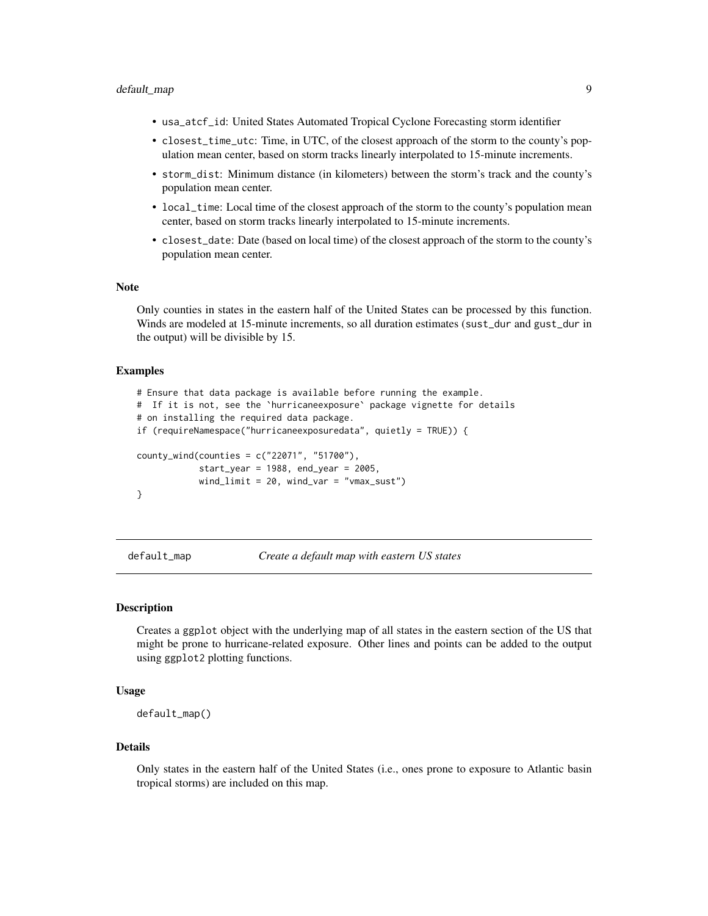- `usa_atcf_id`: United States Automated Tropical Cyclone Forecasting storm identifier
- `closest_time_utc`: Time, in UTC, of the closest approach of the storm to the county's population mean center, based on storm tracks linearly interpolated to 15-minute increments.
- `storm_dist`: Minimum distance (in kilometers) between the storm's track and the county's population mean center.
- `local_time`: Local time of the closest approach of the storm to the county's population mean center, based on storm tracks linearly interpolated to 15-minute increments.
- `closest_date`: Date (based on local time) of the closest approach of the storm to the county's population mean center.

### Note

Only counties in states in the eastern half of the United States can be processed by this function. Winds are modeled at 15-minute increments, so all duration estimates (`sust_dur` and `gust_dur` in the output) will be divisible by 15.

### Examples

```
# Ensure that data package is available before running the example.
#  If it is not, see the `hurricaneexposure` package vignette for details
# on installing the required data package.
if (requireNamespace("hurricaneexposuredata", quietly = TRUE)) {

county_wind(counties = c("22071", "51700"),
            start_year = 1988, end_year = 2005,
            wind_limit = 20, wind_var = "vmax_sust")
}
```

---

## default_map — *Create a default map with eastern US states*

### Description

Creates a `ggplot` object with the underlying map of all states in the eastern section of the US that might be prone to hurricane-related exposure. Other lines and points can be added to the output using `ggplot2` plotting functions.

### Usage

```
default_map()
```

### Details

Only states in the eastern half of the United States (i.e., ones prone to exposure to Atlantic basin tropical storms) are included on this map.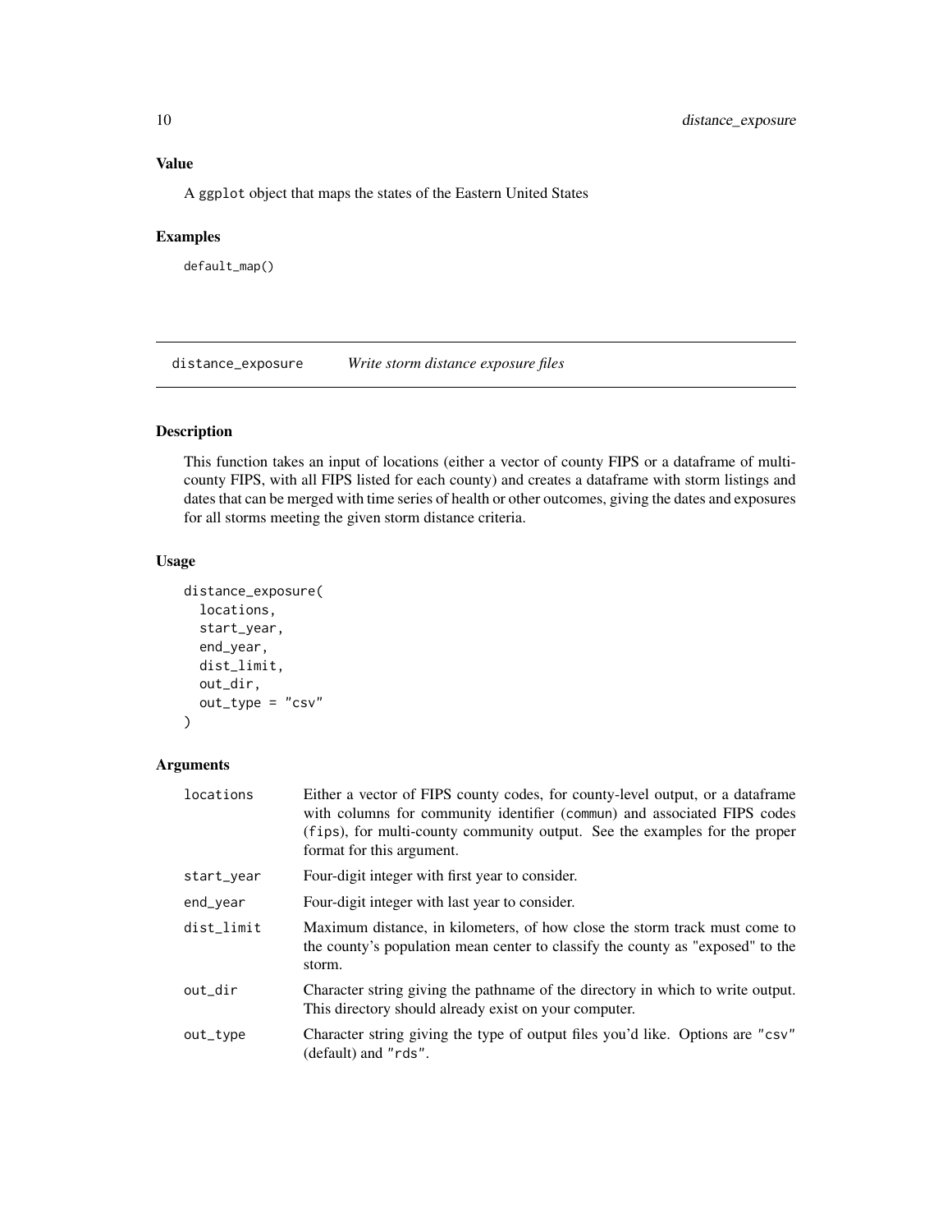### Value

A ggplot object that maps the states of the Eastern United States

### Examples

```
default_map()
```

---

## distance_exposure *Write storm distance exposure files*

### Description

This function takes an input of locations (either a vector of county FIPS or a dataframe of multi-county FIPS, with all FIPS listed for each county) and creates a dataframe with storm listings and dates that can be merged with time series of health or other outcomes, giving the dates and exposures for all storms meeting the given storm distance criteria.

### Usage

```
distance_exposure(
  locations,
  start_year,
  end_year,
  dist_limit,
  out_dir,
  out_type = "csv"
)
```

### Arguments

| | |
|---|---|
| locations | Either a vector of FIPS county codes, for county-level output, or a dataframe with columns for community identifier (commun) and associated FIPS codes (fips), for multi-county community output. See the examples for the proper format for this argument. |
| start_year | Four-digit integer with first year to consider. |
| end_year | Four-digit integer with last year to consider. |
| dist_limit | Maximum distance, in kilometers, of how close the storm track must come to the county's population mean center to classify the county as "exposed" to the storm. |
| out_dir | Character string giving the pathname of the directory in which to write output. This directory should already exist on your computer. |
| out_type | Character string giving the type of output files you'd like. Options are "csv" (default) and "rds". |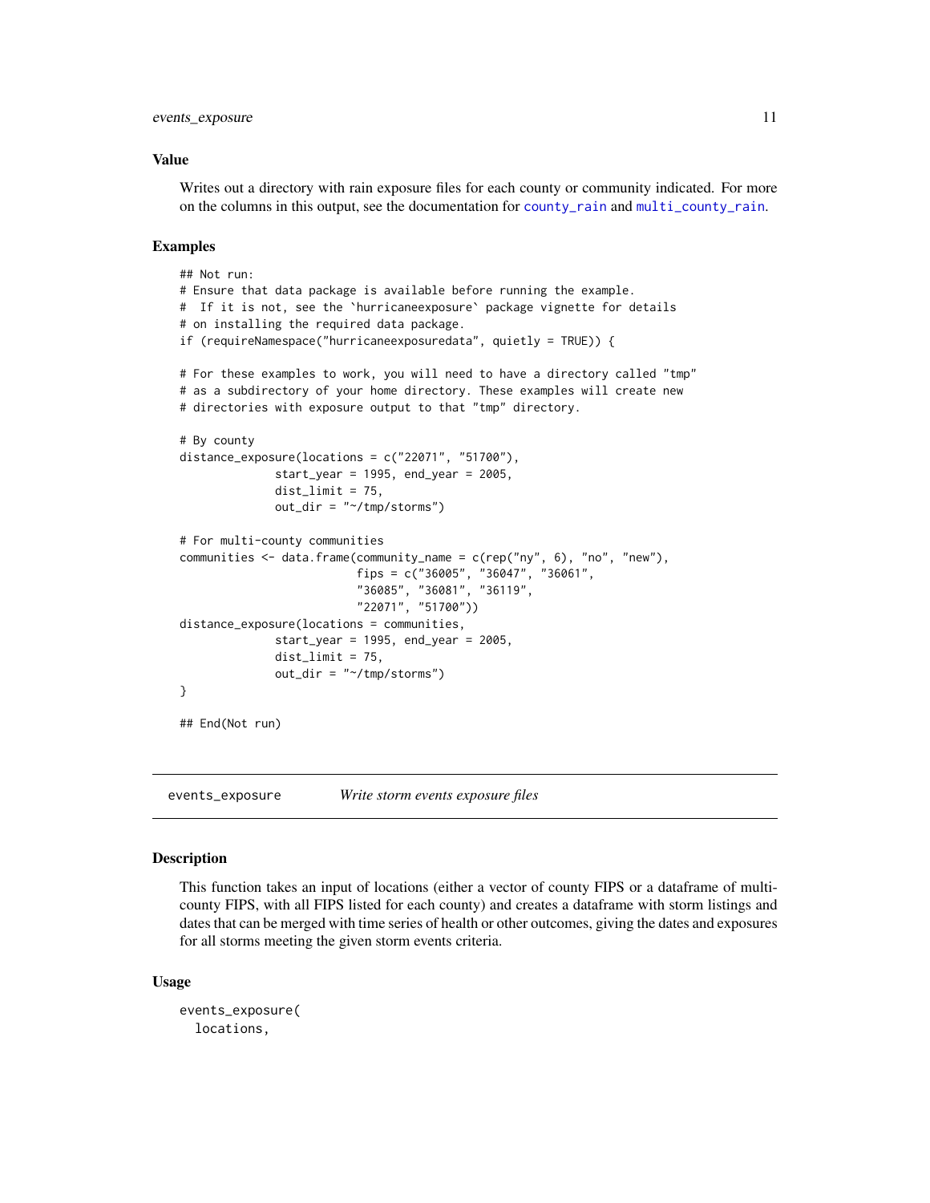### Value

Writes out a directory with rain exposure files for each county or community indicated. For more on the columns in this output, see the documentation for county_rain and multi_county_rain.

### Examples

```
## Not run:
# Ensure that data package is available before running the example.
#  If it is not, see the `hurricaneexposure` package vignette for details
# on installing the required data package.
if (requireNamespace("hurricaneexposuredata", quietly = TRUE)) {

# For these examples to work, you will need to have a directory called "tmp"
# as a subdirectory of your home directory. These examples will create new
# directories with exposure output to that "tmp" directory.

# By county
distance_exposure(locations = c("22071", "51700"),
              start_year = 1995, end_year = 2005,
              dist_limit = 75,
              out_dir = "~/tmp/storms")

# For multi-county communities
communities <- data.frame(community_name = c(rep("ny", 6), "no", "new"),
                          fips = c("36005", "36047", "36061",
                          "36085", "36081", "36119",
                          "22071", "51700"))
distance_exposure(locations = communities,
              start_year = 1995, end_year = 2005,
              dist_limit = 75,
              out_dir = "~/tmp/storms")
}

## End(Not run)
```

## events_exposure *Write storm events exposure files*

### Description

This function takes an input of locations (either a vector of county FIPS or a dataframe of multi-county FIPS, with all FIPS listed for each county) and creates a dataframe with storm listings and dates that can be merged with time series of health or other outcomes, giving the dates and exposures for all storms meeting the given storm events criteria.

### Usage

```
events_exposure(
  locations,
```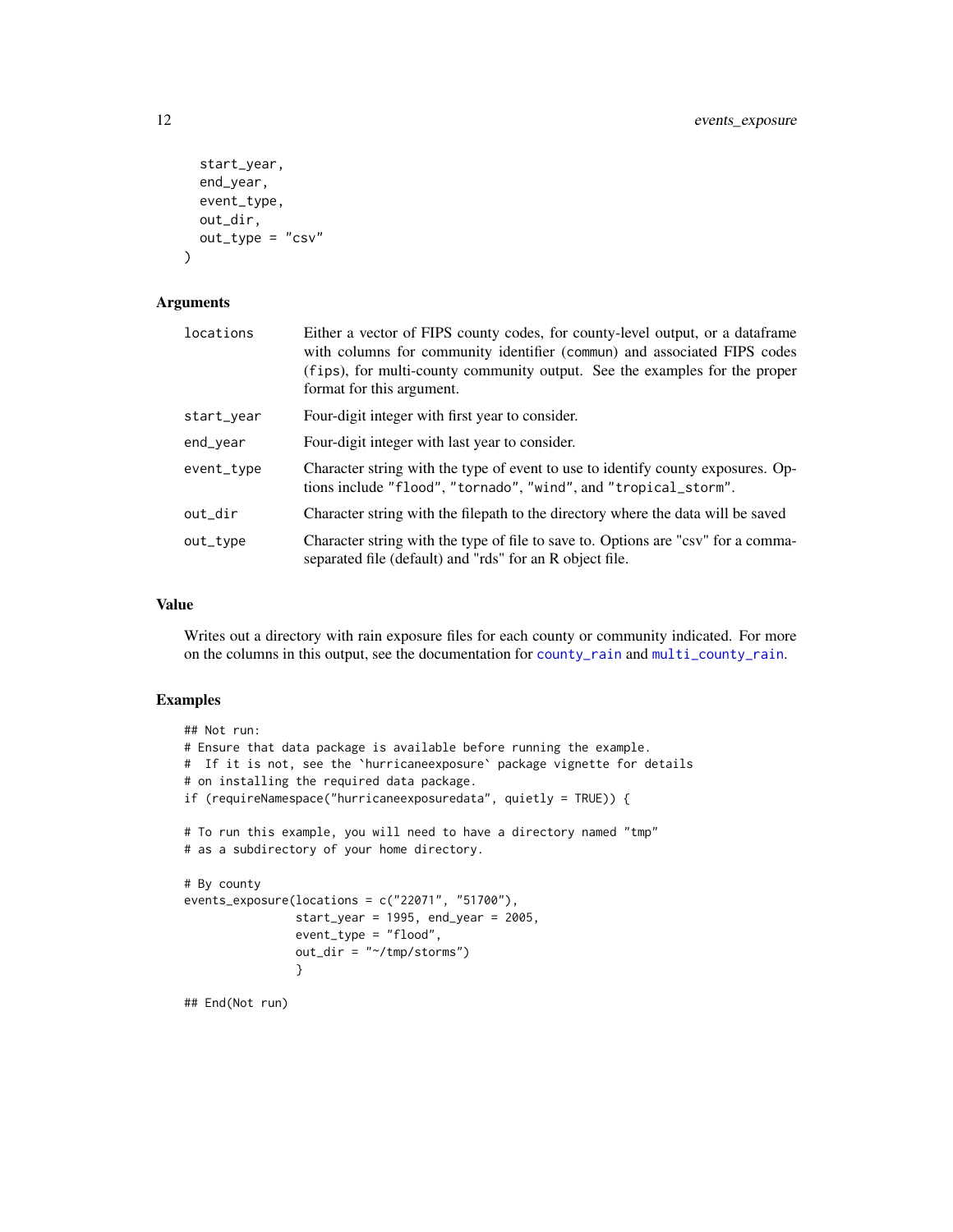```
  start_year,
  end_year,
  event_type,
  out_dir,
  out_type = "csv"
)
```

## Arguments

| | |
|---|---|
| locations | Either a vector of FIPS county codes, for county-level output, or a dataframe with columns for community identifier (commun) and associated FIPS codes (fips), for multi-county community output. See the examples for the proper format for this argument. |
| start_year | Four-digit integer with first year to consider. |
| end_year | Four-digit integer with last year to consider. |
| event_type | Character string with the type of event to use to identify county exposures. Options include "flood", "tornado", "wind", and "tropical_storm". |
| out_dir | Character string with the filepath to the directory where the data will be saved |
| out_type | Character string with the type of file to save to. Options are "csv" for a comma-separated file (default) and "rds" for an R object file. |

## Value

Writes out a directory with rain exposure files for each county or community indicated. For more on the columns in this output, see the documentation for county_rain and multi_county_rain.

## Examples

```
## Not run:
# Ensure that data package is available before running the example.
#  If it is not, see the `hurricaneexposure` package vignette for details
# on installing the required data package.
if (requireNamespace("hurricaneexposuredata", quietly = TRUE)) {

# To run this example, you will need to have a directory named "tmp"
# as a subdirectory of your home directory.

# By county
events_exposure(locations = c("22071", "51700"),
                start_year = 1995, end_year = 2005,
                event_type = "flood",
                out_dir = "~/tmp/storms")
                }

## End(Not run)
```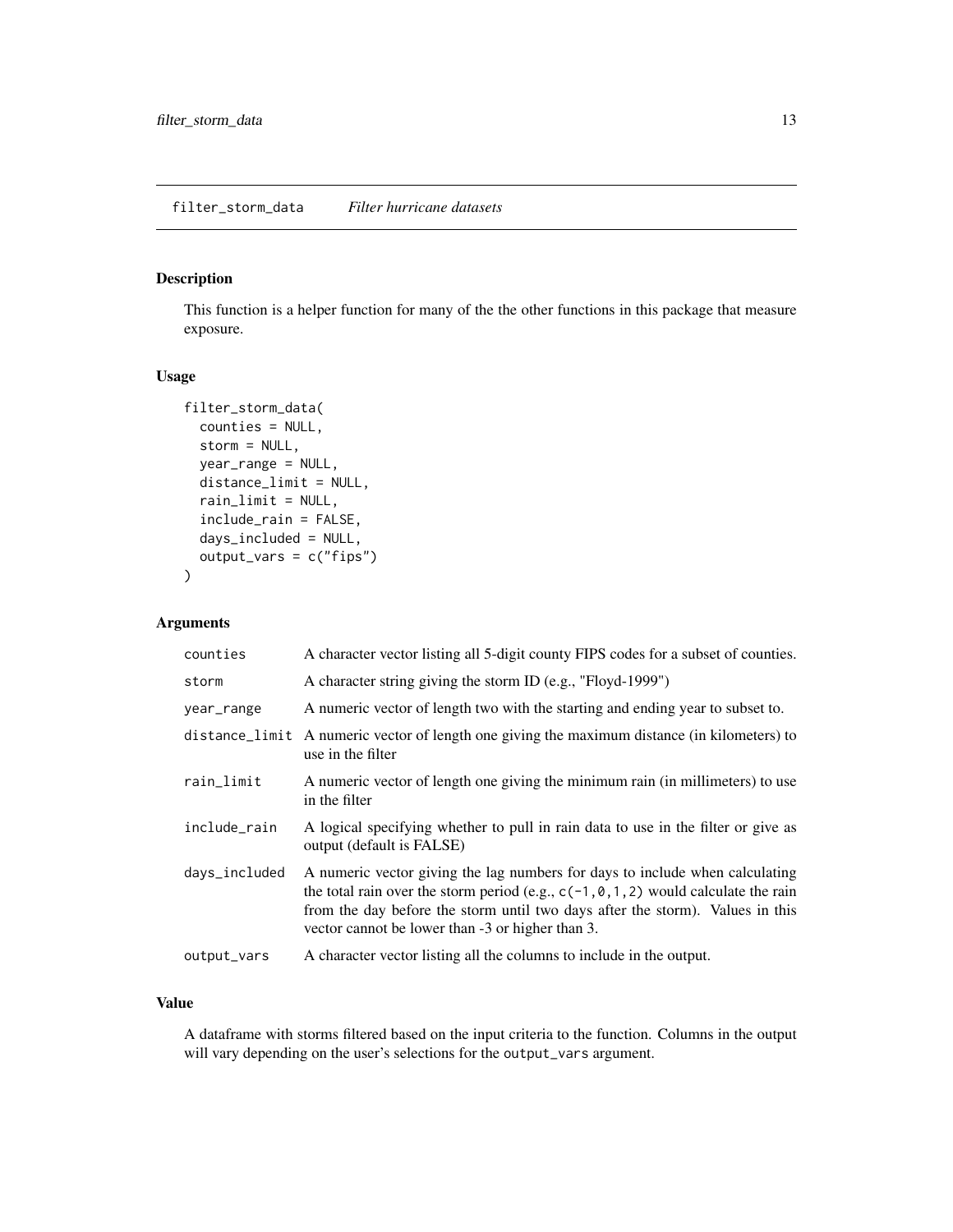# filter_storm_data *Filter hurricane datasets*

## Description

This function is a helper function for many of the the other functions in this package that measure exposure.

## Usage

```
filter_storm_data(
  counties = NULL,
  storm = NULL,
  year_range = NULL,
  distance_limit = NULL,
  rain_limit = NULL,
  include_rain = FALSE,
  days_included = NULL,
  output_vars = c("fips")
)
```

## Arguments

| | |
|---|---|
| counties | A character vector listing all 5-digit county FIPS codes for a subset of counties. |
| storm | A character string giving the storm ID (e.g., "Floyd-1999") |
| year_range | A numeric vector of length two with the starting and ending year to subset to. |
| distance_limit | A numeric vector of length one giving the maximum distance (in kilometers) to use in the filter |
| rain_limit | A numeric vector of length one giving the minimum rain (in millimeters) to use in the filter |
| include_rain | A logical specifying whether to pull in rain data to use in the filter or give as output (default is FALSE) |
| days_included | A numeric vector giving the lag numbers for days to include when calculating the total rain over the storm period (e.g., `c(-1,0,1,2)` would calculate the rain from the day before the storm until two days after the storm). Values in this vector cannot be lower than -3 or higher than 3. |
| output_vars | A character vector listing all the columns to include in the output. |

## Value

A dataframe with storms filtered based on the input criteria to the function. Columns in the output will vary depending on the user's selections for the `output_vars` argument.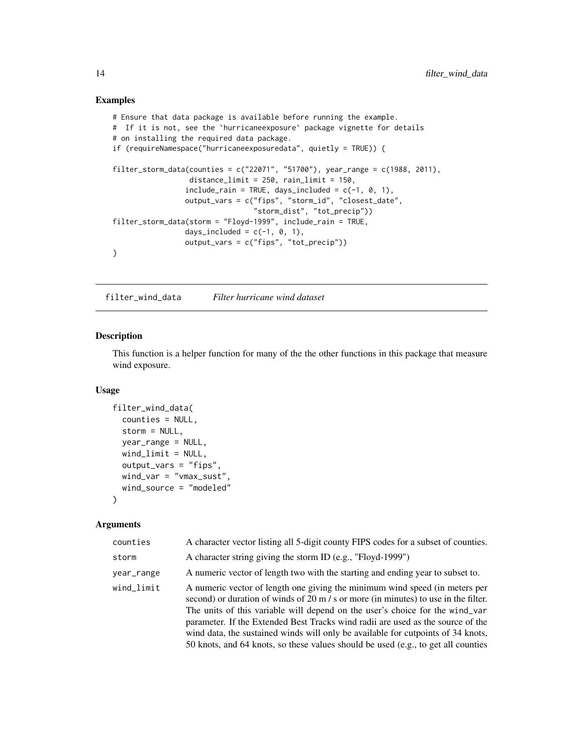### Examples

```
# Ensure that data package is available before running the example.
#  If it is not, see the `hurricaneexposure` package vignette for details
# on installing the required data package.
if (requireNamespace("hurricaneexposuredata", quietly = TRUE)) {

filter_storm_data(counties = c("22071", "51700"), year_range = c(1988, 2011),
                  distance_limit = 250, rain_limit = 150,
                 include_rain = TRUE, days_included = c(-1, 0, 1),
                 output_vars = c("fips", "storm_id", "closest_date",
                                 "storm_dist", "tot_precip"))
filter_storm_data(storm = "Floyd-1999", include_rain = TRUE,
                 days_included = c(-1, 0, 1),
                 output_vars = c("fips", "tot_precip"))
}
```

## filter_wind_data *Filter hurricane wind dataset*

### Description

This function is a helper function for many of the the other functions in this package that measure wind exposure.

### Usage

```
filter_wind_data(
  counties = NULL,
  storm = NULL,
  year_range = NULL,
  wind_limit = NULL,
  output_vars = "fips",
  wind_var = "vmax_sust",
  wind_source = "modeled"
)
```

### Arguments

| | |
|---|---|
| counties | A character vector listing all 5-digit county FIPS codes for a subset of counties. |
| storm | A character string giving the storm ID (e.g., "Floyd-1999") |
| year_range | A numeric vector of length two with the starting and ending year to subset to. |
| wind_limit | A numeric vector of length one giving the minimum wind speed (in meters per second) or duration of winds of 20 m / s or more (in minutes) to use in the filter. The units of this variable will depend on the user's choice for the wind_var parameter. If the Extended Best Tracks wind radii are used as the source of the wind data, the sustained winds will only be available for cutpoints of 34 knots, 50 knots, and 64 knots, so these values should be used (e.g., to get all counties |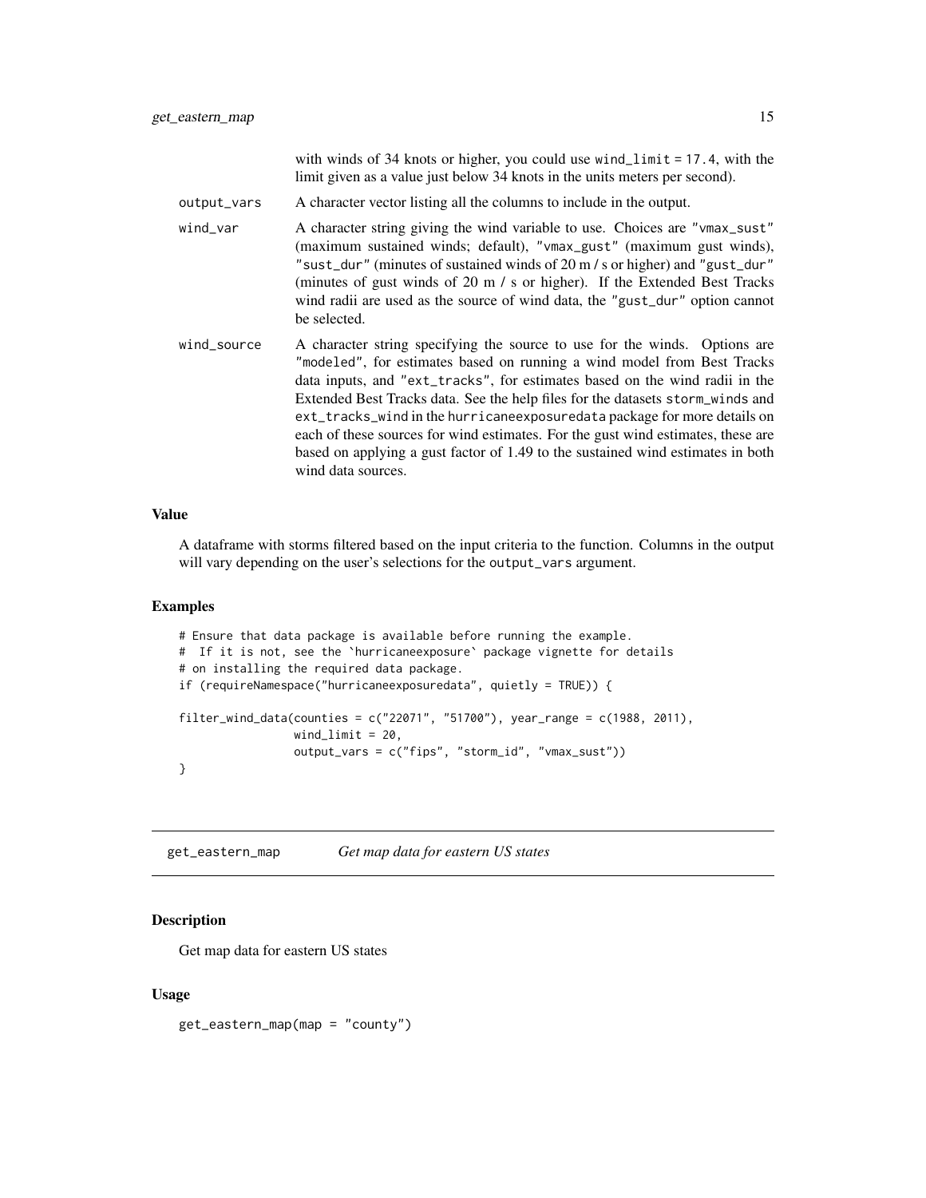with winds of 34 knots or higher, you could use `wind_limit = 17.4`, with the limit given as a value just below 34 knots in the units meters per second).

`output_vars` A character vector listing all the columns to include in the output.

`wind_var` A character string giving the wind variable to use. Choices are "vmax_sust" (maximum sustained winds; default), "vmax_gust" (maximum gust winds), "sust_dur" (minutes of sustained winds of 20 m / s or higher) and "gust_dur" (minutes of gust winds of 20 m / s or higher). If the Extended Best Tracks wind radii are used as the source of wind data, the "gust_dur" option cannot be selected.

`wind_source` A character string specifying the source to use for the winds. Options are "modeled", for estimates based on running a wind model from Best Tracks data inputs, and "ext_tracks", for estimates based on the wind radii in the Extended Best Tracks data. See the help files for the datasets `storm_winds` and `ext_tracks_wind` in the `hurricaneexposuredata` package for more details on each of these sources for wind estimates. For the gust wind estimates, these are based on applying a gust factor of 1.49 to the sustained wind estimates in both wind data sources.

### Value

A dataframe with storms filtered based on the input criteria to the function. Columns in the output will vary depending on the user's selections for the `output_vars` argument.

### Examples

```
# Ensure that data package is available before running the example.
#  If it is not, see the `hurricaneexposure` package vignette for details
# on installing the required data package.
if (requireNamespace("hurricaneexposuredata", quietly = TRUE)) {

filter_wind_data(counties = c("22071", "51700"), year_range = c(1988, 2011),
                 wind_limit = 20,
                 output_vars = c("fips", "storm_id", "vmax_sust"))
}
```

---

## get_eastern_map    *Get map data for eastern US states*

### Description

Get map data for eastern US states

### Usage

```
get_eastern_map(map = "county")
```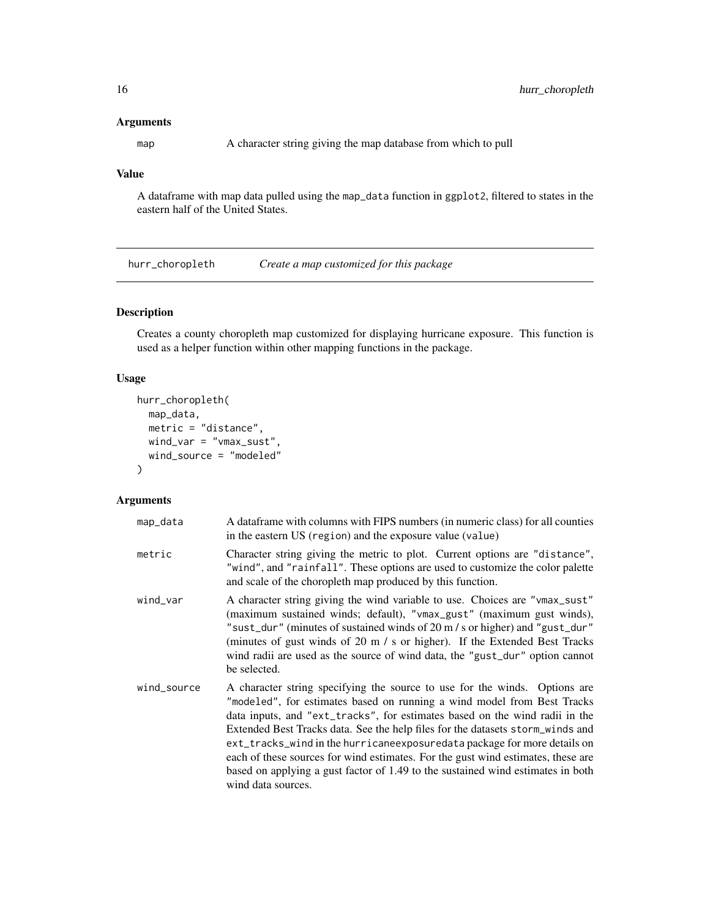## Arguments

map A character string giving the map database from which to pull

## Value

A dataframe with map data pulled using the `map_data` function in `ggplot2`, filtered to states in the eastern half of the United States.

---

# hurr_choropleth *Create a map customized for this package*

## Description

Creates a county choropleth map customized for displaying hurricane exposure. This function is used as a helper function within other mapping functions in the package.

## Usage

```
hurr_choropleth(
  map_data,
  metric = "distance",
  wind_var = "vmax_sust",
  wind_source = "modeled"
)
```

## Arguments

| | |
|---|---|
| map_data | A dataframe with columns with FIPS numbers (in numeric class) for all counties in the eastern US (`region`) and the exposure value (`value`) |
| metric | Character string giving the metric to plot. Current options are `"distance"`, `"wind"`, and `"rainfall"`. These options are used to customize the color palette and scale of the choropleth map produced by this function. |
| wind_var | A character string giving the wind variable to use. Choices are `"vmax_sust"` (maximum sustained winds; default), `"vmax_gust"` (maximum gust winds), `"sust_dur"` (minutes of sustained winds of 20 m / s or higher) and `"gust_dur"` (minutes of gust winds of 20 m / s or higher). If the Extended Best Tracks wind radii are used as the source of wind data, the `"gust_dur"` option cannot be selected. |
| wind_source | A character string specifying the source to use for the winds. Options are `"modeled"`, for estimates based on running a wind model from Best Tracks data inputs, and `"ext_tracks"`, for estimates based on the wind radii in the Extended Best Tracks data. See the help files for the datasets `storm_winds` and `ext_tracks_wind` in the `hurricaneexposuredata` package for more details on each of these sources for wind estimates. For the gust wind estimates, these are based on applying a gust factor of 1.49 to the sustained wind estimates in both wind data sources. |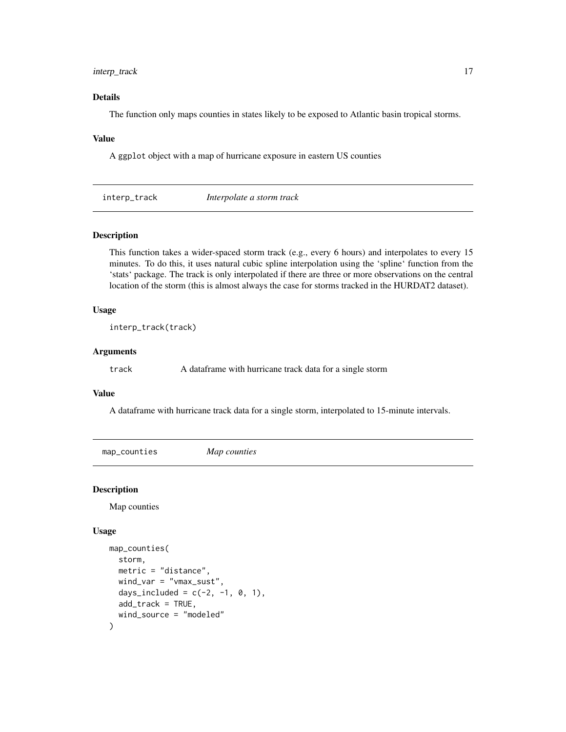### Details

The function only maps counties in states likely to be exposed to Atlantic basin tropical storms.

### Value

A `ggplot` object with a map of hurricane exposure in eastern US counties

---

## `interp_track` *Interpolate a storm track*

---

### Description

This function takes a wider-spaced storm track (e.g., every 6 hours) and interpolates to every 15 minutes. To do this, it uses natural cubic spline interpolation using the 'spline' function from the 'stats' package. The track is only interpolated if there are three or more observations on the central location of the storm (this is almost always the case for storms tracked in the HURDAT2 dataset).

### Usage

```
interp_track(track)
```

### Arguments

`track` A dataframe with hurricane track data for a single storm

### Value

A dataframe with hurricane track data for a single storm, interpolated to 15-minute intervals.

---

## `map_counties` *Map counties*

---

### Description

Map counties

### Usage

```
map_counties(
  storm,
  metric = "distance",
  wind_var = "vmax_sust",
  days_included = c(-2, -1, 0, 1),
  add_track = TRUE,
  wind_source = "modeled"
)
```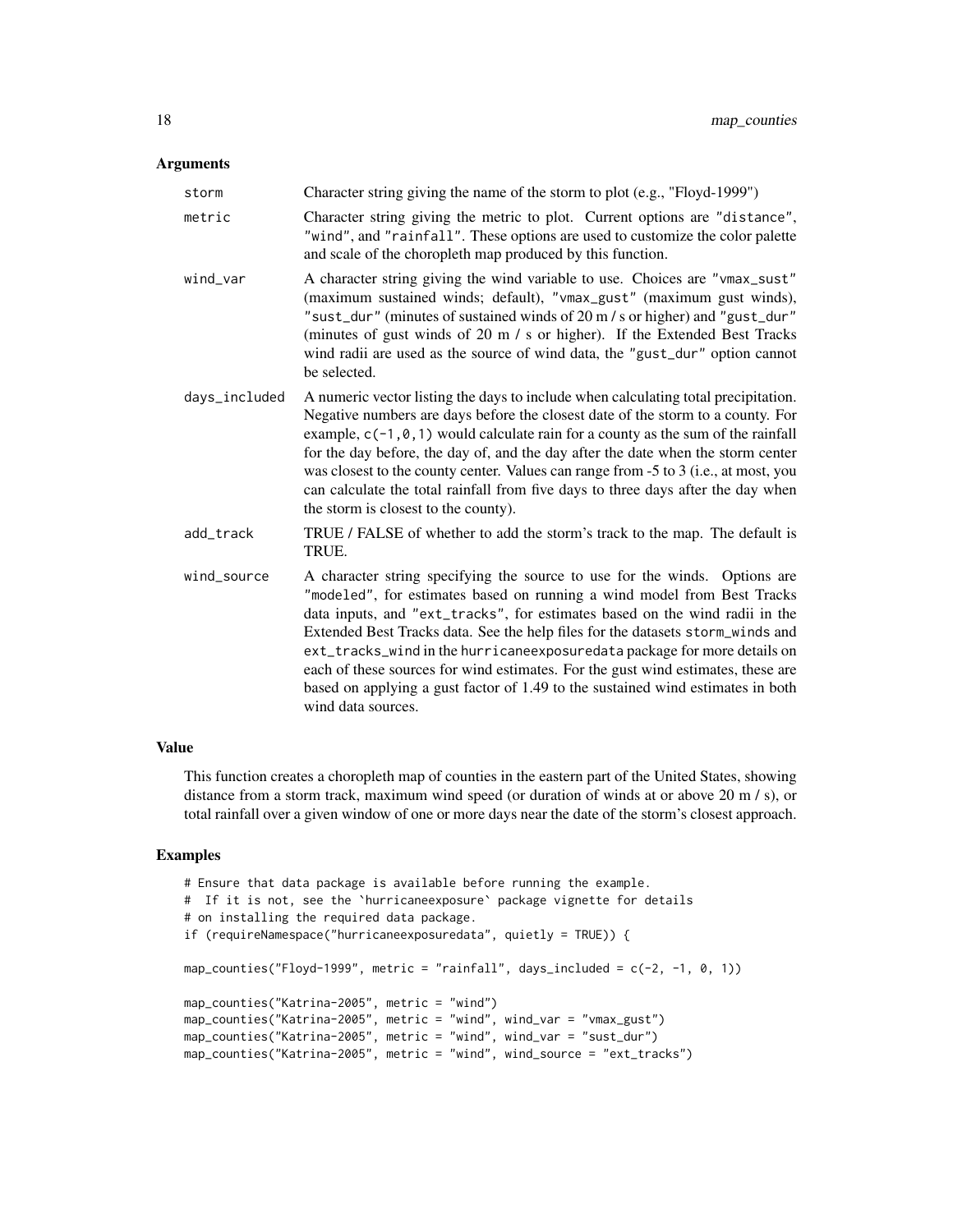## Arguments

**storm** Character string giving the name of the storm to plot (e.g., "Floyd-1999")

**metric** Character string giving the metric to plot. Current options are "distance", "wind", and "rainfall". These options are used to customize the color palette and scale of the choropleth map produced by this function.

**wind_var** A character string giving the wind variable to use. Choices are "vmax_sust" (maximum sustained winds; default), "vmax_gust" (maximum gust winds), "sust_dur" (minutes of sustained winds of 20 m / s or higher) and "gust_dur" (minutes of gust winds of 20 m / s or higher). If the Extended Best Tracks wind radii are used as the source of wind data, the "gust_dur" option cannot be selected.

**days_included** A numeric vector listing the days to include when calculating total precipitation. Negative numbers are days before the closest date of the storm to a county. For example, c(-1,0,1) would calculate rain for a county as the sum of the rainfall for the day before, the day of, and the day after the date when the storm center was closest to the county center. Values can range from -5 to 3 (i.e., at most, you can calculate the total rainfall from five days to three days after the day when the storm is closest to the county).

**add_track** TRUE / FALSE of whether to add the storm's track to the map. The default is TRUE.

**wind_source** A character string specifying the source to use for the winds. Options are "modeled", for estimates based on running a wind model from Best Tracks data inputs, and "ext_tracks", for estimates based on the wind radii in the Extended Best Tracks data. See the help files for the datasets storm_winds and ext_tracks_wind in the hurricaneexposuredata package for more details on each of these sources for wind estimates. For the gust wind estimates, these are based on applying a gust factor of 1.49 to the sustained wind estimates in both wind data sources.

## Value

This function creates a choropleth map of counties in the eastern part of the United States, showing distance from a storm track, maximum wind speed (or duration of winds at or above 20 m / s), or total rainfall over a given window of one or more days near the date of the storm's closest approach.

## Examples

```
# Ensure that data package is available before running the example.
#  If it is not, see the `hurricaneexposure` package vignette for details
# on installing the required data package.
if (requireNamespace("hurricaneexposuredata", quietly = TRUE)) {

map_counties("Floyd-1999", metric = "rainfall", days_included = c(-2, -1, 0, 1))

map_counties("Katrina-2005", metric = "wind")
map_counties("Katrina-2005", metric = "wind", wind_var = "vmax_gust")
map_counties("Katrina-2005", metric = "wind", wind_var = "sust_dur")
map_counties("Katrina-2005", metric = "wind", wind_source = "ext_tracks")
```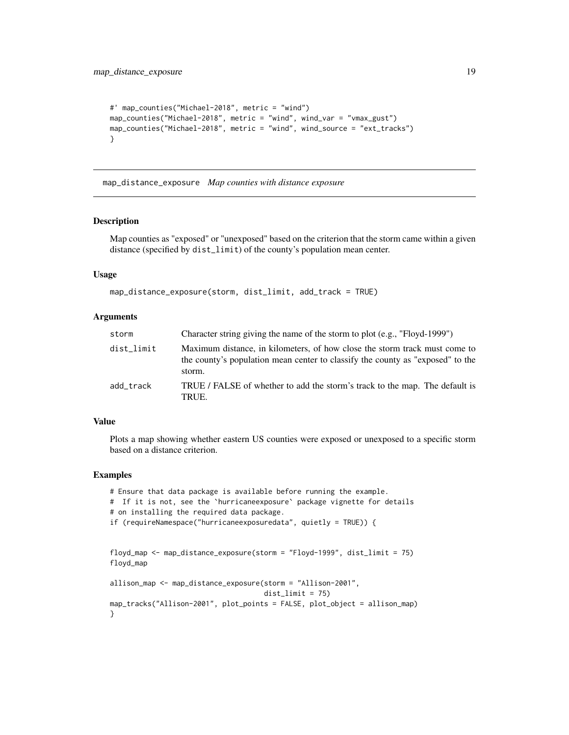```
#' map_counties("Michael-2018", metric = "wind")
map_counties("Michael-2018", metric = "wind", wind_var = "vmax_gust")
map_counties("Michael-2018", metric = "wind", wind_source = "ext_tracks")
}
```

## map_distance_exposure    *Map counties with distance exposure*

### Description

Map counties as "exposed" or "unexposed" based on the criterion that the storm came within a given distance (specified by `dist_limit`) of the county's population mean center.

### Usage

```
map_distance_exposure(storm, dist_limit, add_track = TRUE)
```

### Arguments

| | |
|---|---|
| storm | Character string giving the name of the storm to plot (e.g., "Floyd-1999") |
| dist_limit | Maximum distance, in kilometers, of how close the storm track must come to the county's population mean center to classify the county as "exposed" to the storm. |
| add_track | TRUE / FALSE of whether to add the storm's track to the map. The default is TRUE. |

### Value

Plots a map showing whether eastern US counties were exposed or unexposed to a specific storm based on a distance criterion.

### Examples

```
# Ensure that data package is available before running the example.
#  If it is not, see the `hurricaneexposure` package vignette for details
# on installing the required data package.
if (requireNamespace("hurricaneexposuredata", quietly = TRUE)) {


floyd_map <- map_distance_exposure(storm = "Floyd-1999", dist_limit = 75)
floyd_map

allison_map <- map_distance_exposure(storm = "Allison-2001",
                                     dist_limit = 75)
map_tracks("Allison-2001", plot_points = FALSE, plot_object = allison_map)
}
```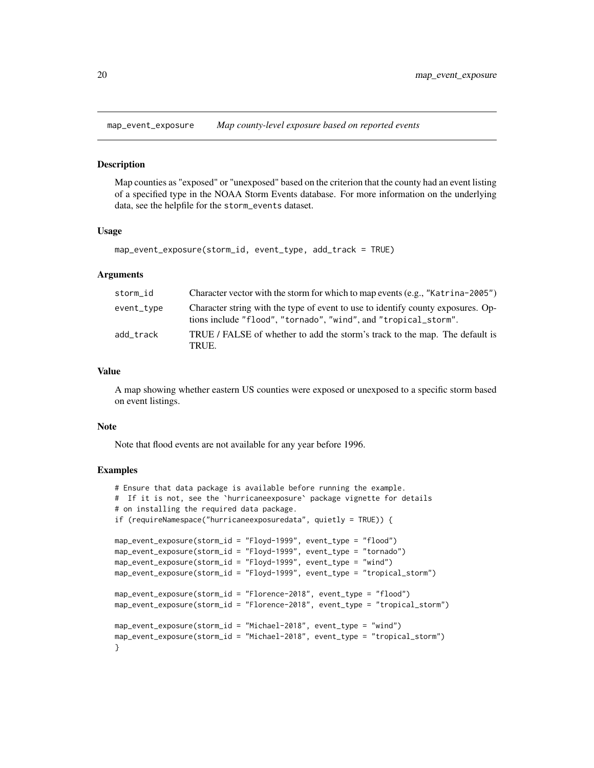# map_event_exposure *Map county-level exposure based on reported events*

## Description

Map counties as "exposed" or "unexposed" based on the criterion that the county had an event listing of a specified type in the NOAA Storm Events database. For more information on the underlying data, see the helpfile for the `storm_events` dataset.

## Usage

```
map_event_exposure(storm_id, event_type, add_track = TRUE)
```

## Arguments

| | |
|---|---|
| storm_id | Character vector with the storm for which to map events (e.g., "Katrina-2005") |
| event_type | Character string with the type of event to use to identify county exposures. Options include "flood", "tornado", "wind", and "tropical_storm". |
| add_track | TRUE / FALSE of whether to add the storm's track to the map. The default is TRUE. |

## Value

A map showing whether eastern US counties were exposed or unexposed to a specific storm based on event listings.

## Note

Note that flood events are not available for any year before 1996.

## Examples

```
# Ensure that data package is available before running the example.
#  If it is not, see the `hurricaneexposure` package vignette for details
# on installing the required data package.
if (requireNamespace("hurricaneexposuredata", quietly = TRUE)) {

map_event_exposure(storm_id = "Floyd-1999", event_type = "flood")
map_event_exposure(storm_id = "Floyd-1999", event_type = "tornado")
map_event_exposure(storm_id = "Floyd-1999", event_type = "wind")
map_event_exposure(storm_id = "Floyd-1999", event_type = "tropical_storm")

map_event_exposure(storm_id = "Florence-2018", event_type = "flood")
map_event_exposure(storm_id = "Florence-2018", event_type = "tropical_storm")

map_event_exposure(storm_id = "Michael-2018", event_type = "wind")
map_event_exposure(storm_id = "Michael-2018", event_type = "tropical_storm")
}
```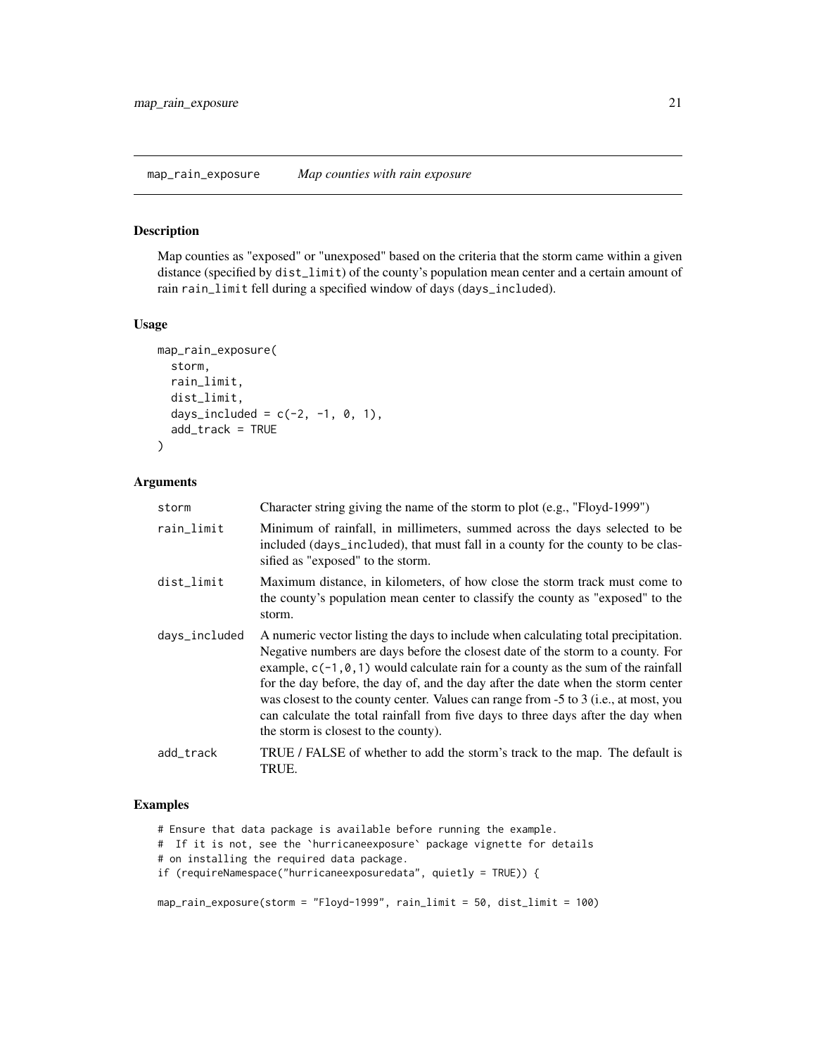## map_rain_exposure *Map counties with rain exposure*

### Description

Map counties as "exposed" or "unexposed" based on the criteria that the storm came within a given distance (specified by `dist_limit`) of the county's population mean center and a certain amount of rain `rain_limit` fell during a specified window of days (`days_included`).

### Usage

```
map_rain_exposure(
  storm,
  rain_limit,
  dist_limit,
  days_included = c(-2, -1, 0, 1),
  add_track = TRUE
)
```

### Arguments

| | |
|---|---|
| storm | Character string giving the name of the storm to plot (e.g., "Floyd-1999") |
| rain_limit | Minimum of rainfall, in millimeters, summed across the days selected to be included (`days_included`), that must fall in a county for the county to be classified as "exposed" to the storm. |
| dist_limit | Maximum distance, in kilometers, of how close the storm track must come to the county's population mean center to classify the county as "exposed" to the storm. |
| days_included | A numeric vector listing the days to include when calculating total precipitation. Negative numbers are days before the closest date of the storm to a county. For example, `c(-1,0,1)` would calculate rain for a county as the sum of the rainfall for the day before, the day of, and the day after the date when the storm center was closest to the county center. Values can range from -5 to 3 (i.e., at most, you can calculate the total rainfall from five days to three days after the day when the storm is closest to the county). |
| add_track | TRUE / FALSE of whether to add the storm's track to the map. The default is TRUE. |

### Examples

```
# Ensure that data package is available before running the example.
#  If it is not, see the `hurricaneexposure` package vignette for details
# on installing the required data package.
if (requireNamespace("hurricaneexposuredata", quietly = TRUE)) {

map_rain_exposure(storm = "Floyd-1999", rain_limit = 50, dist_limit = 100)
```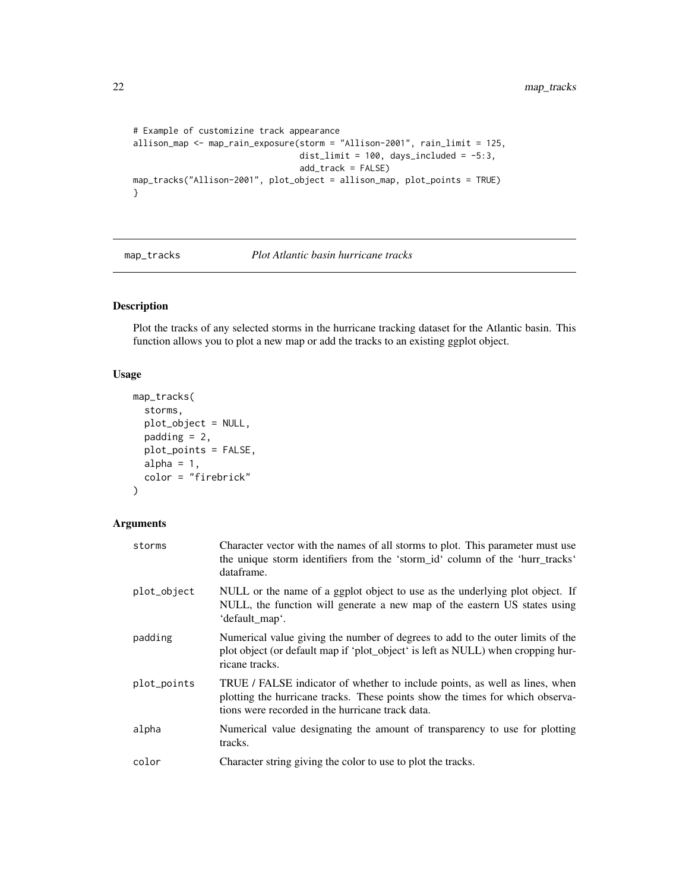```
# Example of customizine track appearance
allison_map <- map_rain_exposure(storm = "Allison-2001", rain_limit = 125,
                                 dist_limit = 100, days_included = -5:3,
                                 add_track = FALSE)
map_tracks("Allison-2001", plot_object = allison_map, plot_points = TRUE)
}
```

## map_tracks — *Plot Atlantic basin hurricane tracks*

### Description

Plot the tracks of any selected storms in the hurricane tracking dataset for the Atlantic basin. This function allows you to plot a new map or add the tracks to an existing ggplot object.

### Usage

```
map_tracks(
  storms,
  plot_object = NULL,
  padding = 2,
  plot_points = FALSE,
  alpha = 1,
  color = "firebrick"
)
```

### Arguments

| | |
|---|---|
| storms | Character vector with the names of all storms to plot. This parameter must use the unique storm identifiers from the 'storm_id' column of the 'hurr_tracks' dataframe. |
| plot_object | NULL or the name of a ggplot object to use as the underlying plot object. If NULL, the function will generate a new map of the eastern US states using 'default_map'. |
| padding | Numerical value giving the number of degrees to add to the outer limits of the plot object (or default map if 'plot_object' is left as NULL) when cropping hurricane tracks. |
| plot_points | TRUE / FALSE indicator of whether to include points, as well as lines, when plotting the hurricane tracks. These points show the times for which observations were recorded in the hurricane track data. |
| alpha | Numerical value designating the amount of transparency to use for plotting tracks. |
| color | Character string giving the color to use to plot the tracks. |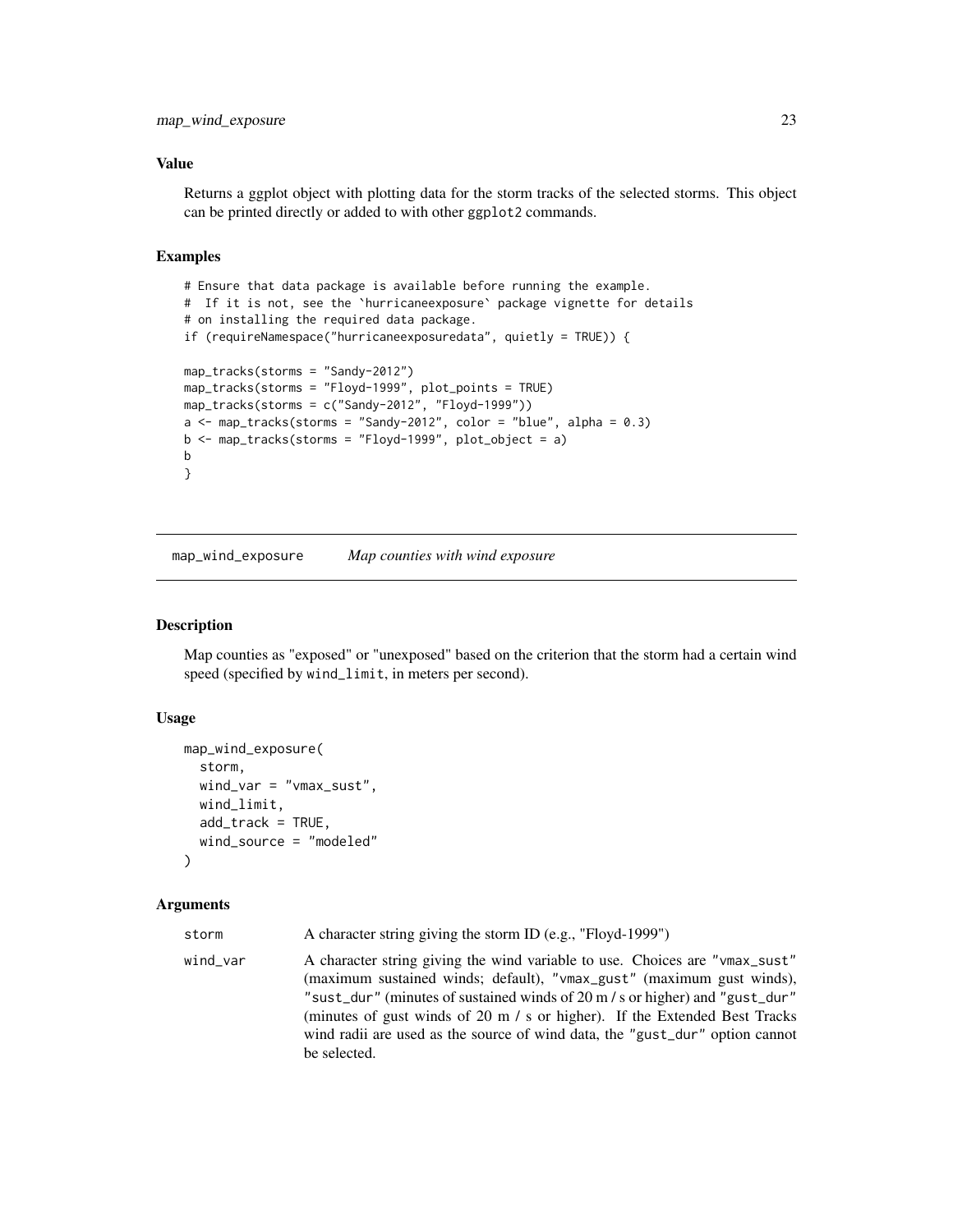### Value

Returns a ggplot object with plotting data for the storm tracks of the selected storms. This object can be printed directly or added to with other ggplot2 commands.

### Examples

```
# Ensure that data package is available before running the example.
#  If it is not, see the `hurricaneexposure` package vignette for details
# on installing the required data package.
if (requireNamespace("hurricaneexposuredata", quietly = TRUE)) {

map_tracks(storms = "Sandy-2012")
map_tracks(storms = "Floyd-1999", plot_points = TRUE)
map_tracks(storms = c("Sandy-2012", "Floyd-1999"))
a <- map_tracks(storms = "Sandy-2012", color = "blue", alpha = 0.3)
b <- map_tracks(storms = "Floyd-1999", plot_object = a)
b
}
```

## map_wind_exposure *Map counties with wind exposure*

### Description

Map counties as "exposed" or "unexposed" based on the criterion that the storm had a certain wind speed (specified by wind_limit, in meters per second).

### Usage

```
map_wind_exposure(
  storm,
  wind_var = "vmax_sust",
  wind_limit,
  add_track = TRUE,
  wind_source = "modeled"
)
```

### Arguments

| | |
|---|---|
| storm | A character string giving the storm ID (e.g., "Floyd-1999") |
| wind_var | A character string giving the wind variable to use. Choices are "vmax_sust" (maximum sustained winds; default), "vmax_gust" (maximum gust winds), "sust_dur" (minutes of sustained winds of 20 m / s or higher) and "gust_dur" (minutes of gust winds of 20 m / s or higher). If the Extended Best Tracks wind radii are used as the source of wind data, the "gust_dur" option cannot be selected. |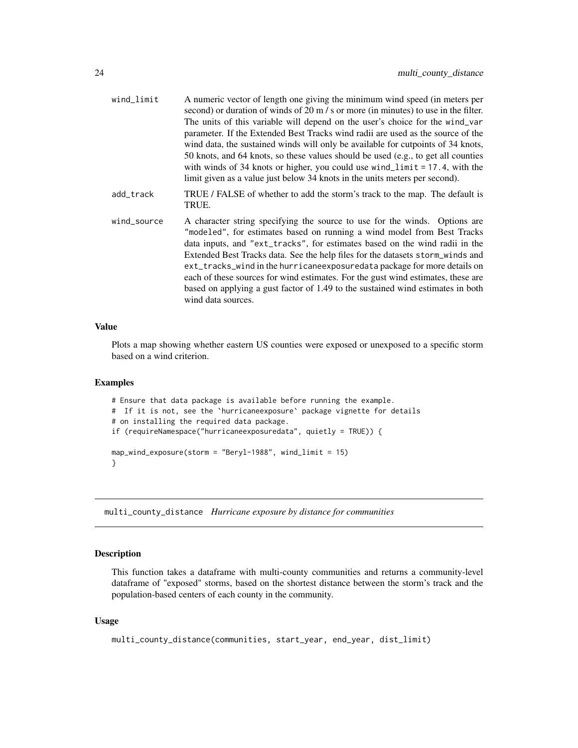wind_limit
: A numeric vector of length one giving the minimum wind speed (in meters per second) or duration of winds of 20 m / s or more (in minutes) to use in the filter. The units of this variable will depend on the user's choice for the `wind_var` parameter. If the Extended Best Tracks wind radii are used as the source of the wind data, the sustained winds will only be available for cutpoints of 34 knots, 50 knots, and 64 knots, so these values should be used (e.g., to get all counties with winds of 34 knots or higher, you could use `wind_limit = 17.4`, with the limit given as a value just below 34 knots in the units meters per second).

add_track
: TRUE / FALSE of whether to add the storm's track to the map. The default is TRUE.

wind_source
: A character string specifying the source to use for the winds. Options are `"modeled"`, for estimates based on running a wind model from Best Tracks data inputs, and `"ext_tracks"`, for estimates based on the wind radii in the Extended Best Tracks data. See the help files for the datasets `storm_winds` and `ext_tracks_wind` in the `hurricaneexposuredata` package for more details on each of these sources for wind estimates. For the gust wind estimates, these are based on applying a gust factor of 1.49 to the sustained wind estimates in both wind data sources.

### Value

Plots a map showing whether eastern US counties were exposed or unexposed to a specific storm based on a wind criterion.

### Examples

```
# Ensure that data package is available before running the example.
#  If it is not, see the `hurricaneexposure` package vignette for details
# on installing the required data package.
if (requireNamespace("hurricaneexposuredata", quietly = TRUE)) {

map_wind_exposure(storm = "Beryl-1988", wind_limit = 15)
}
```

---

## multi_county_distance *Hurricane exposure by distance for communities*

### Description

This function takes a dataframe with multi-county communities and returns a community-level dataframe of "exposed" storms, based on the shortest distance between the storm's track and the population-based centers of each county in the community.

### Usage

```
multi_county_distance(communities, start_year, end_year, dist_limit)
```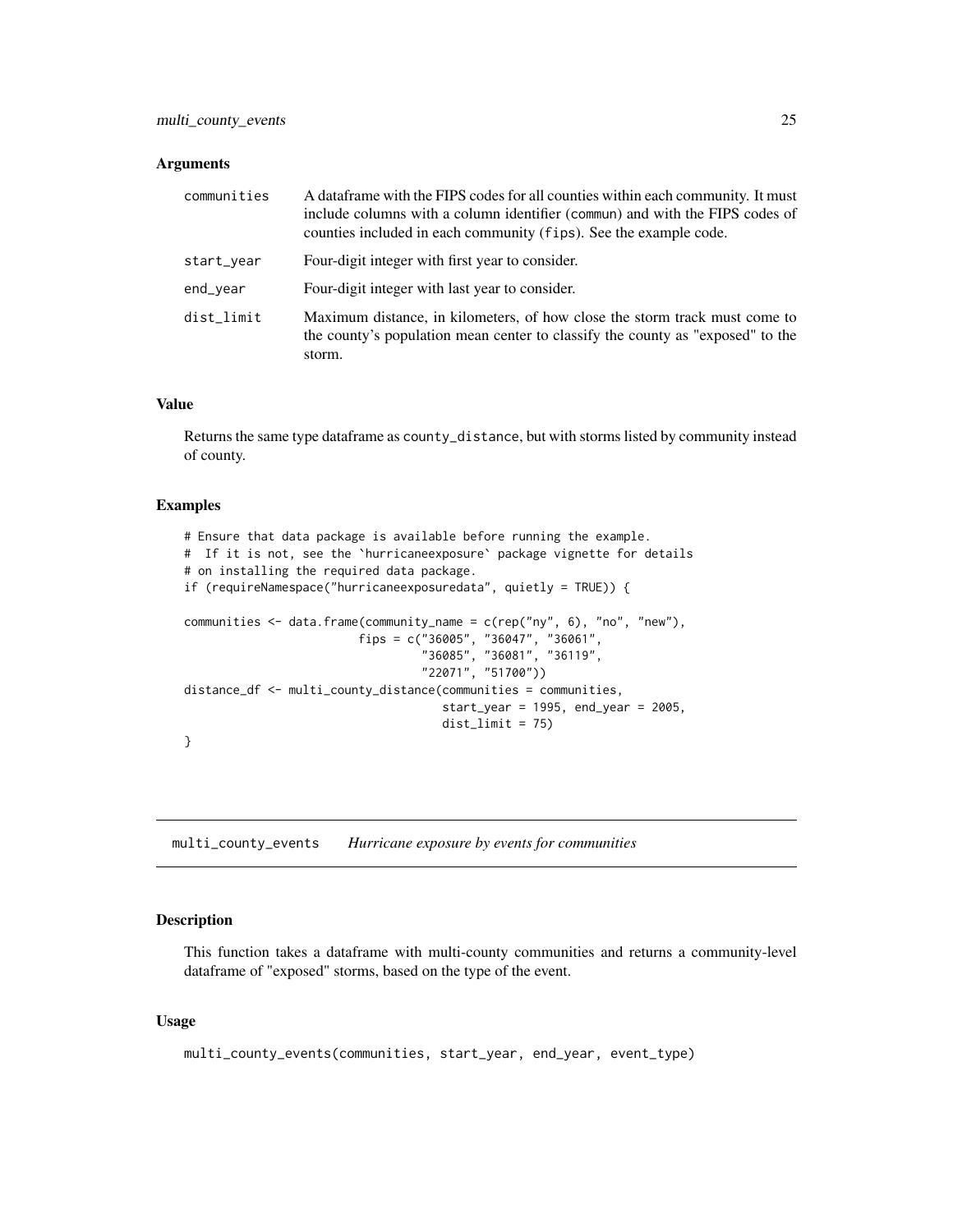### Arguments

| | |
|---|---|
| communities | A dataframe with the FIPS codes for all counties within each community. It must include columns with a column identifier (commun) and with the FIPS codes of counties included in each community (fips). See the example code. |
| start_year | Four-digit integer with first year to consider. |
| end_year | Four-digit integer with last year to consider. |
| dist_limit | Maximum distance, in kilometers, of how close the storm track must come to the county's population mean center to classify the county as "exposed" to the storm. |

### Value

Returns the same type dataframe as county_distance, but with storms listed by community instead of county.

### Examples

```
# Ensure that data package is available before running the example.
#  If it is not, see the `hurricaneexposure` package vignette for details
# on installing the required data package.
if (requireNamespace("hurricaneexposuredata", quietly = TRUE)) {

communities <- data.frame(community_name = c(rep("ny", 6), "no", "new"),
                          fips = c("36005", "36047", "36061",
                                   "36085", "36081", "36119",
                                   "22071", "51700"))
distance_df <- multi_county_distance(communities = communities,
                                     start_year = 1995, end_year = 2005,
                                     dist_limit = 75)
}
```

---

## multi_county_events    *Hurricane exposure by events for communities*

---

### Description

This function takes a dataframe with multi-county communities and returns a community-level dataframe of "exposed" storms, based on the type of the event.

### Usage

```
multi_county_events(communities, start_year, end_year, event_type)
```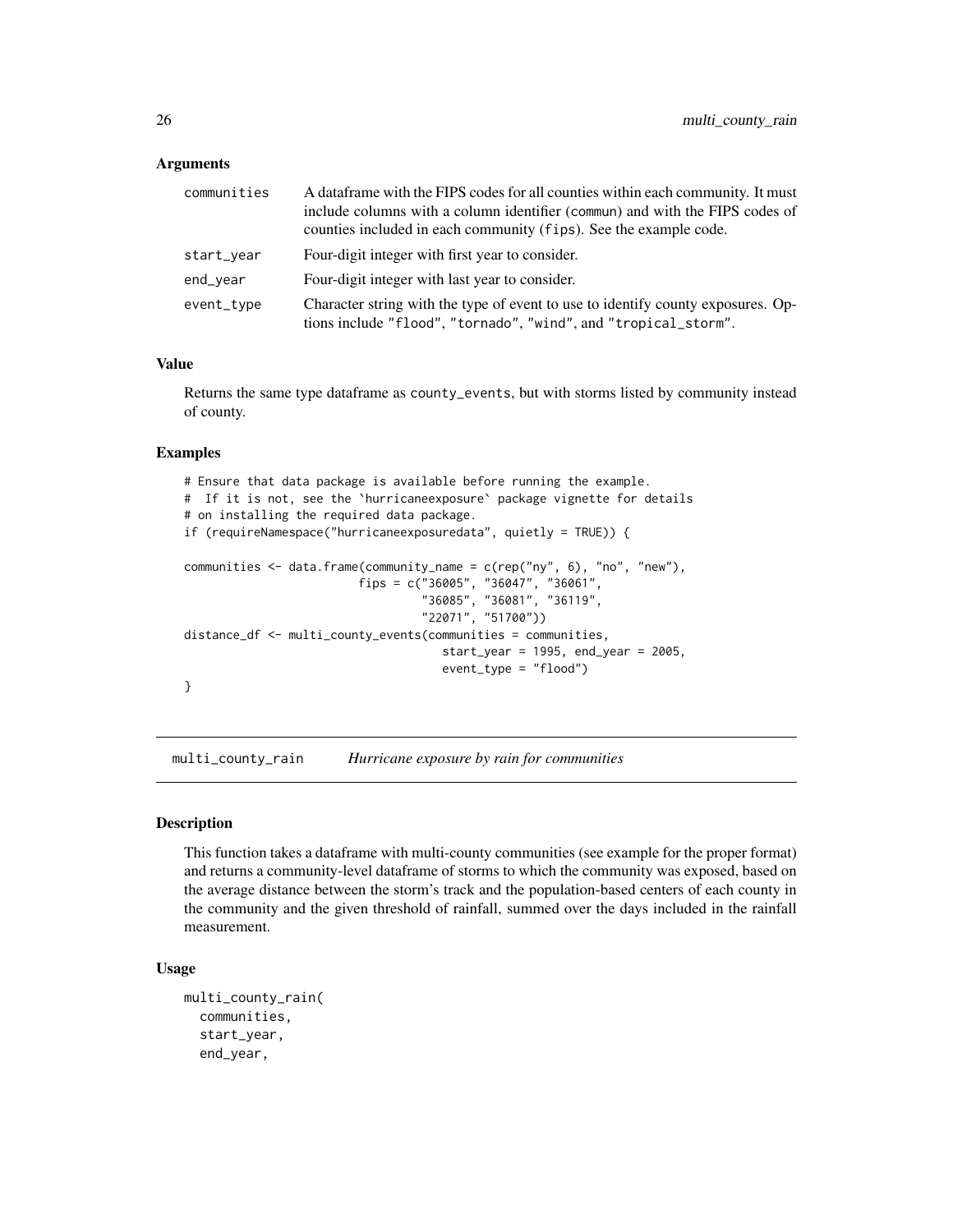### Arguments

| | |
|---|---|
| communities | A dataframe with the FIPS codes for all counties within each community. It must include columns with a column identifier (commun) and with the FIPS codes of counties included in each community (fips). See the example code. |
| start_year | Four-digit integer with first year to consider. |
| end_year | Four-digit integer with last year to consider. |
| event_type | Character string with the type of event to use to identify county exposures. Options include "flood", "tornado", "wind", and "tropical_storm". |

### Value

Returns the same type dataframe as county_events, but with storms listed by community instead of county.

### Examples

```
# Ensure that data package is available before running the example.
#  If it is not, see the `hurricaneexposure` package vignette for details
# on installing the required data package.
if (requireNamespace("hurricaneexposuredata", quietly = TRUE)) {

communities <- data.frame(community_name = c(rep("ny", 6), "no", "new"),
                         fips = c("36005", "36047", "36061",
                                  "36085", "36081", "36119",
                                  "22071", "51700"))
distance_df <- multi_county_events(communities = communities,
                                    start_year = 1995, end_year = 2005,
                                    event_type = "flood")
}
```

---

## multi_county_rain    *Hurricane exposure by rain for communities*

### Description

This function takes a dataframe with multi-county communities (see example for the proper format) and returns a community-level dataframe of storms to which the community was exposed, based on the average distance between the storm's track and the population-based centers of each county in the community and the given threshold of rainfall, summed over the days included in the rainfall measurement.

### Usage

```
multi_county_rain(
  communities,
  start_year,
  end_year,
```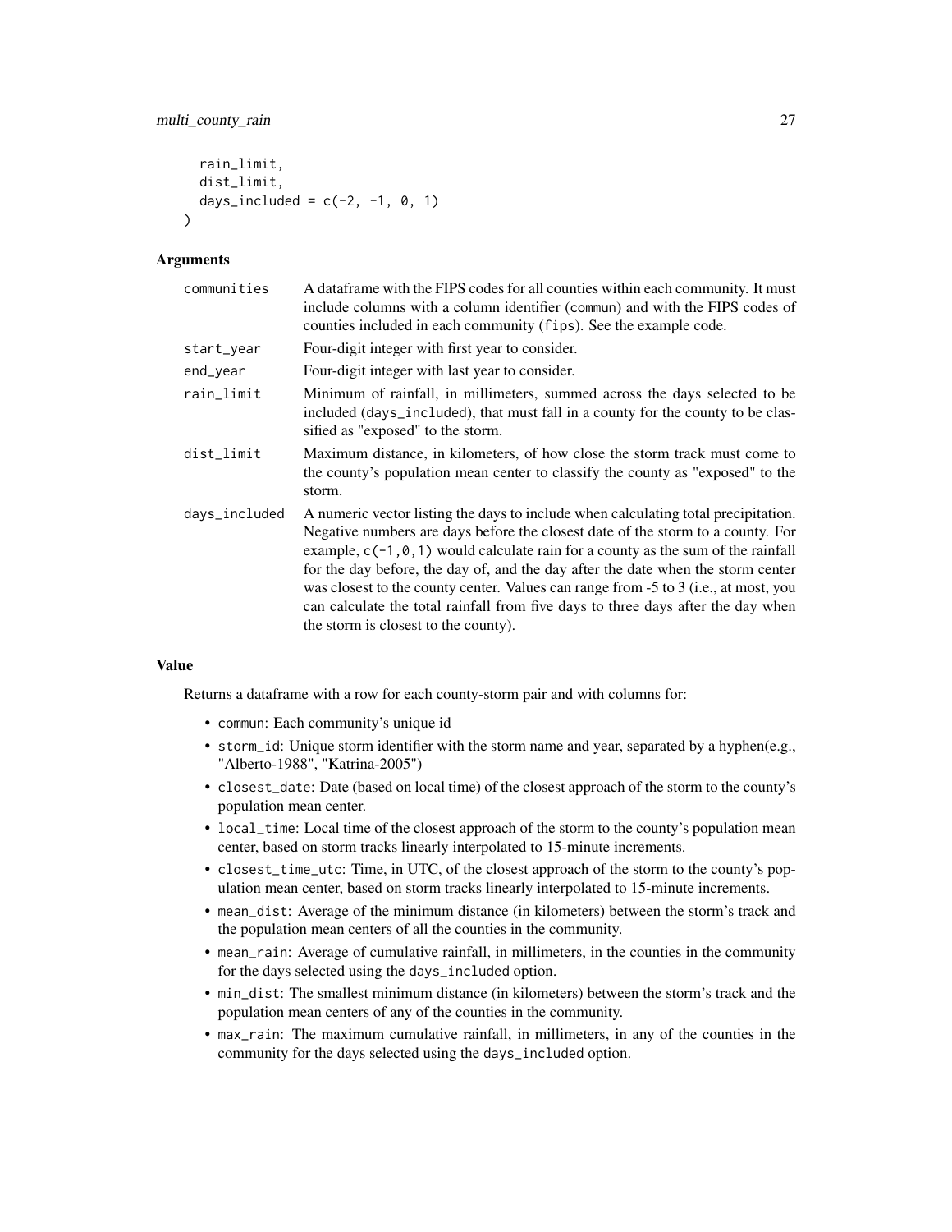```
  rain_limit,
  dist_limit,
  days_included = c(-2, -1, 0, 1)
)
```

### Arguments

| | |
|---|---|
| communities | A dataframe with the FIPS codes for all counties within each community. It must include columns with a column identifier (commun) and with the FIPS codes of counties included in each community (fips). See the example code. |
| start_year | Four-digit integer with first year to consider. |
| end_year | Four-digit integer with last year to consider. |
| rain_limit | Minimum of rainfall, in millimeters, summed across the days selected to be included (days_included), that must fall in a county for the county to be classified as "exposed" to the storm. |
| dist_limit | Maximum distance, in kilometers, of how close the storm track must come to the county's population mean center to classify the county as "exposed" to the storm. |
| days_included | A numeric vector listing the days to include when calculating total precipitation. Negative numbers are days before the closest date of the storm to a county. For example, c(-1,0,1) would calculate rain for a county as the sum of the rainfall for the day before, the day of, and the day after the date when the storm center was closest to the county center. Values can range from -5 to 3 (i.e., at most, you can calculate the total rainfall from five days to three days after the day when the storm is closest to the county). |

### Value

Returns a dataframe with a row for each county-storm pair and with columns for:

- commun: Each community's unique id
- storm_id: Unique storm identifier with the storm name and year, separated by a hyphen(e.g., "Alberto-1988", "Katrina-2005")
- closest_date: Date (based on local time) of the closest approach of the storm to the county's population mean center.
- local_time: Local time of the closest approach of the storm to the county's population mean center, based on storm tracks linearly interpolated to 15-minute increments.
- closest_time_utc: Time, in UTC, of the closest approach of the storm to the county's population mean center, based on storm tracks linearly interpolated to 15-minute increments.
- mean_dist: Average of the minimum distance (in kilometers) between the storm's track and the population mean centers of all the counties in the community.
- mean_rain: Average of cumulative rainfall, in millimeters, in the counties in the community for the days selected using the days_included option.
- min_dist: The smallest minimum distance (in kilometers) between the storm's track and the population mean centers of any of the counties in the community.
- max_rain: The maximum cumulative rainfall, in millimeters, in any of the counties in the community for the days selected using the days_included option.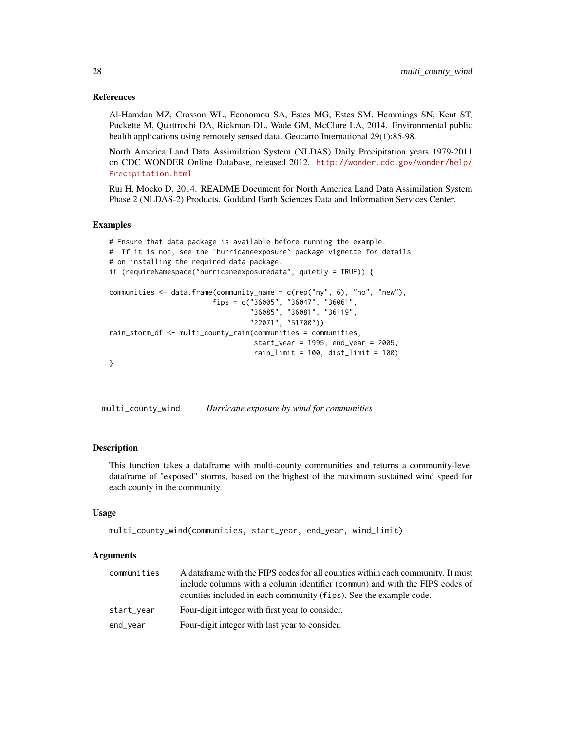### References

Al-Hamdan MZ, Crosson WL, Economou SA, Estes MG, Estes SM, Hemmings SN, Kent ST, Puckette M, Quattrochi DA, Rickman DL, Wade GM, McClure LA, 2014. Environmental public health applications using remotely sensed data. Geocarto International 29(1):85-98.

North America Land Data Assimilation System (NLDAS) Daily Precipitation years 1979-2011 on CDC WONDER Online Database, released 2012. http://wonder.cdc.gov/wonder/help/Precipitation.html

Rui H, Mocko D, 2014. README Document for North America Land Data Assimilation System Phase 2 (NLDAS-2) Products. Goddard Earth Sciences Data and Information Services Center.

### Examples

```
# Ensure that data package is available before running the example.
#  If it is not, see the `hurricaneexposure` package vignette for details
# on installing the required data package.
if (requireNamespace("hurricaneexposuredata", quietly = TRUE)) {

communities <- data.frame(community_name = c(rep("ny", 6), "no", "new"),
                         fips = c("36005", "36047", "36061",
                                  "36085", "36081", "36119",
                                  "22071", "51700"))
rain_storm_df <- multi_county_rain(communities = communities,
                                   start_year = 1995, end_year = 2005,
                                   rain_limit = 100, dist_limit = 100)
}
```

---

## multi_county_wind — *Hurricane exposure by wind for communities*

### Description

This function takes a dataframe with multi-county communities and returns a community-level dataframe of "exposed" storms, based on the highest of the maximum sustained wind speed for each county in the community.

### Usage

```
multi_county_wind(communities, start_year, end_year, wind_limit)
```

### Arguments

| | |
|---|---|
| `communities` | A dataframe with the FIPS codes for all counties within each community. It must include columns with a column identifier (`commun`) and with the FIPS codes of counties included in each community (`fips`). See the example code. |
| `start_year` | Four-digit integer with first year to consider. |
| `end_year` | Four-digit integer with last year to consider. |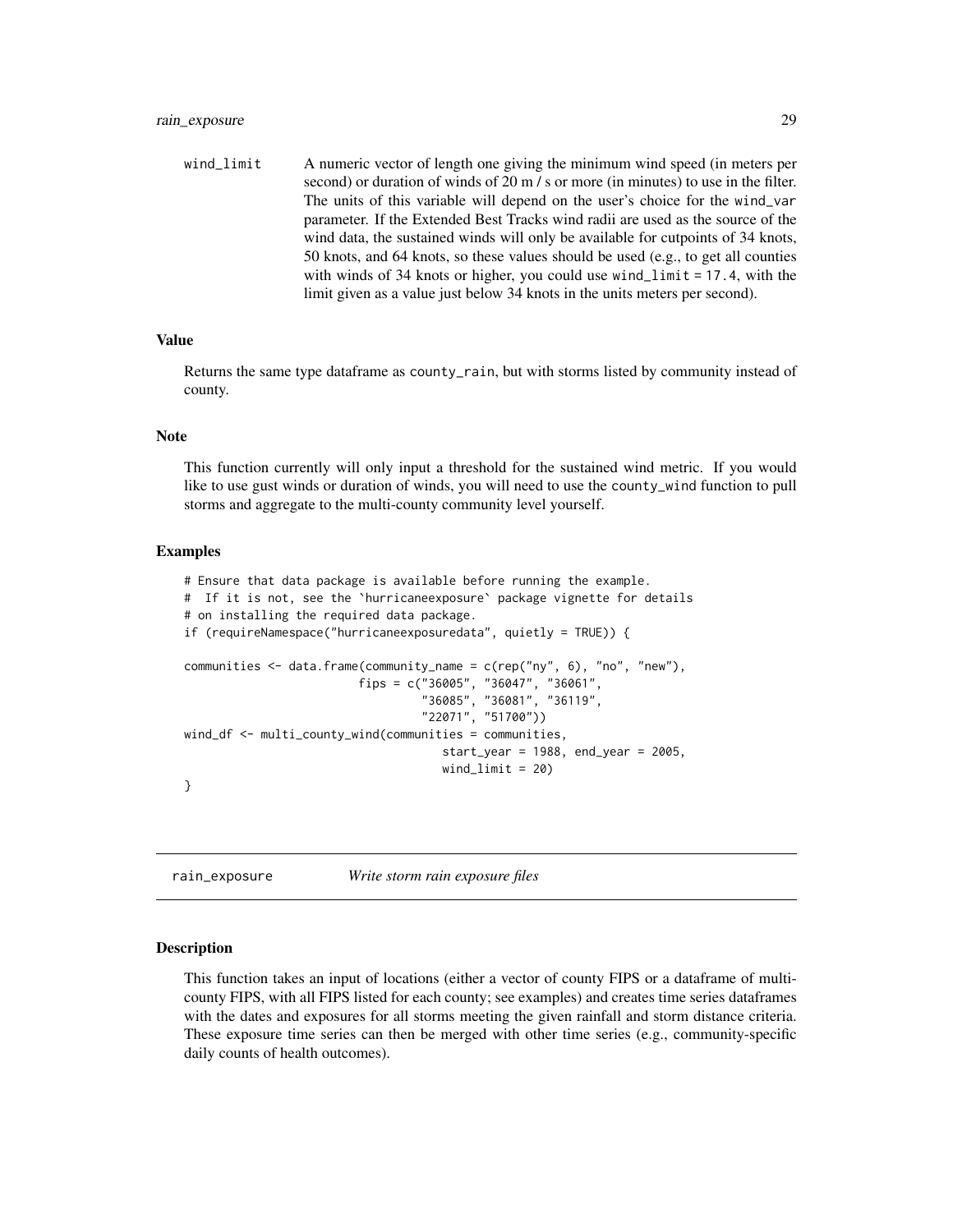wind_limit A numeric vector of length one giving the minimum wind speed (in meters per second) or duration of winds of 20 m / s or more (in minutes) to use in the filter. The units of this variable will depend on the user's choice for the wind_var parameter. If the Extended Best Tracks wind radii are used as the source of the wind data, the sustained winds will only be available for cutpoints of 34 knots, 50 knots, and 64 knots, so these values should be used (e.g., to get all counties with winds of 34 knots or higher, you could use wind_limit = 17.4, with the limit given as a value just below 34 knots in the units meters per second).

### Value

Returns the same type dataframe as county_rain, but with storms listed by community instead of county.

### Note

This function currently will only input a threshold for the sustained wind metric. If you would like to use gust winds or duration of winds, you will need to use the county_wind function to pull storms and aggregate to the multi-county community level yourself.

### Examples

```
# Ensure that data package is available before running the example.
#  If it is not, see the `hurricaneexposure` package vignette for details
# on installing the required data package.
if (requireNamespace("hurricaneexposuredata", quietly = TRUE)) {

communities <- data.frame(community_name = c(rep("ny", 6), "no", "new"),
                          fips = c("36005", "36047", "36061",
                                   "36085", "36081", "36119",
                                   "22071", "51700"))
wind_df <- multi_county_wind(communities = communities,
                                   start_year = 1988, end_year = 2005,
                                   wind_limit = 20)
}
```

---

## rain_exposure *Write storm rain exposure files*

### Description

This function takes an input of locations (either a vector of county FIPS or a dataframe of multi-county FIPS, with all FIPS listed for each county; see examples) and creates time series dataframes with the dates and exposures for all storms meeting the given rainfall and storm distance criteria. These exposure time series can then be merged with other time series (e.g., community-specific daily counts of health outcomes).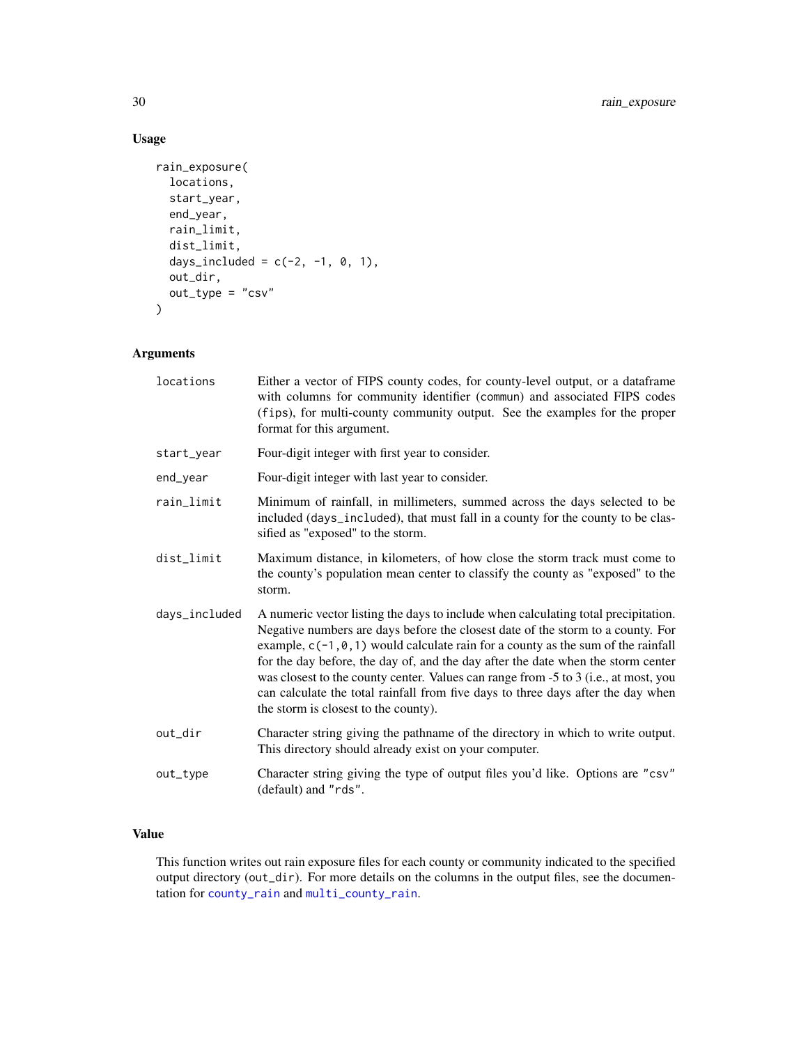## Usage

```
rain_exposure(
  locations,
  start_year,
  end_year,
  rain_limit,
  dist_limit,
  days_included = c(-2, -1, 0, 1),
  out_dir,
  out_type = "csv"
)
```

## Arguments

| | |
|---|---|
| locations | Either a vector of FIPS county codes, for county-level output, or a dataframe with columns for community identifier (commun) and associated FIPS codes (fips), for multi-county community output. See the examples for the proper format for this argument. |
| start_year | Four-digit integer with first year to consider. |
| end_year | Four-digit integer with last year to consider. |
| rain_limit | Minimum of rainfall, in millimeters, summed across the days selected to be included (days_included), that must fall in a county for the county to be classified as "exposed" to the storm. |
| dist_limit | Maximum distance, in kilometers, of how close the storm track must come to the county's population mean center to classify the county as "exposed" to the storm. |
| days_included | A numeric vector listing the days to include when calculating total precipitation. Negative numbers are days before the closest date of the storm to a county. For example, c(-1,0,1) would calculate rain for a county as the sum of the rainfall for the day before, the day of, and the day after the date when the storm center was closest to the county center. Values can range from -5 to 3 (i.e., at most, you can calculate the total rainfall from five days to three days after the day when the storm is closest to the county). |
| out_dir | Character string giving the pathname of the directory in which to write output. This directory should already exist on your computer. |
| out_type | Character string giving the type of output files you'd like. Options are "csv" (default) and "rds". |

## Value

This function writes out rain exposure files for each county or community indicated to the specified output directory (out_dir). For more details on the columns in the output files, see the documentation for county_rain and multi_county_rain.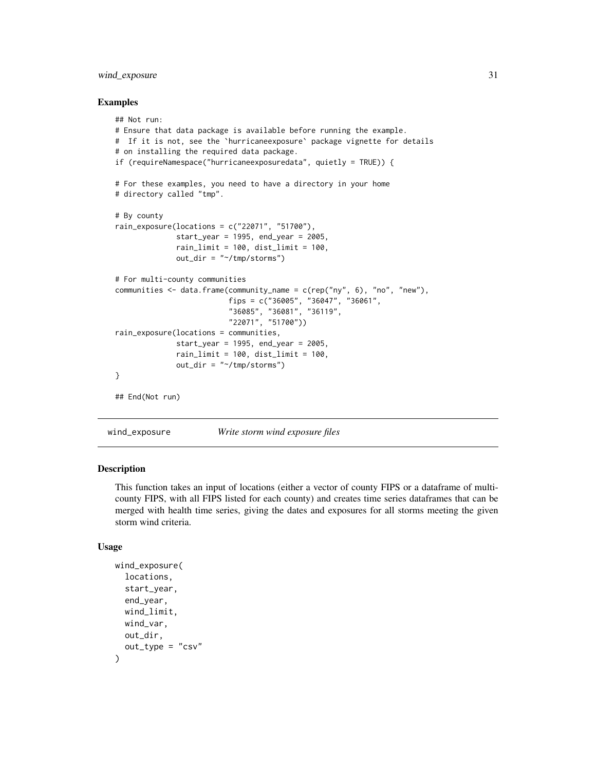## Examples

```
## Not run:
# Ensure that data package is available before running the example.
#  If it is not, see the `hurricaneexposure` package vignette for details
# on installing the required data package.
if (requireNamespace("hurricaneexposuredata", quietly = TRUE)) {

# For these examples, you need to have a directory in your home
# directory called "tmp".

# By county
rain_exposure(locations = c("22071", "51700"),
              start_year = 1995, end_year = 2005,
              rain_limit = 100, dist_limit = 100,
              out_dir = "~/tmp/storms")

# For multi-county communities
communities <- data.frame(community_name = c(rep("ny", 6), "no", "new"),
                          fips = c("36005", "36047", "36061",
                          "36085", "36081", "36119",
                          "22071", "51700"))
rain_exposure(locations = communities,
              start_year = 1995, end_year = 2005,
              rain_limit = 100, dist_limit = 100,
              out_dir = "~/tmp/storms")
}

## End(Not run)
```

# wind_exposure    *Write storm wind exposure files*

## Description

This function takes an input of locations (either a vector of county FIPS or a dataframe of multi-county FIPS, with all FIPS listed for each county) and creates time series dataframes that can be merged with health time series, giving the dates and exposures for all storms meeting the given storm wind criteria.

## Usage

```
wind_exposure(
  locations,
  start_year,
  end_year,
  wind_limit,
  wind_var,
  out_dir,
  out_type = "csv"
)
```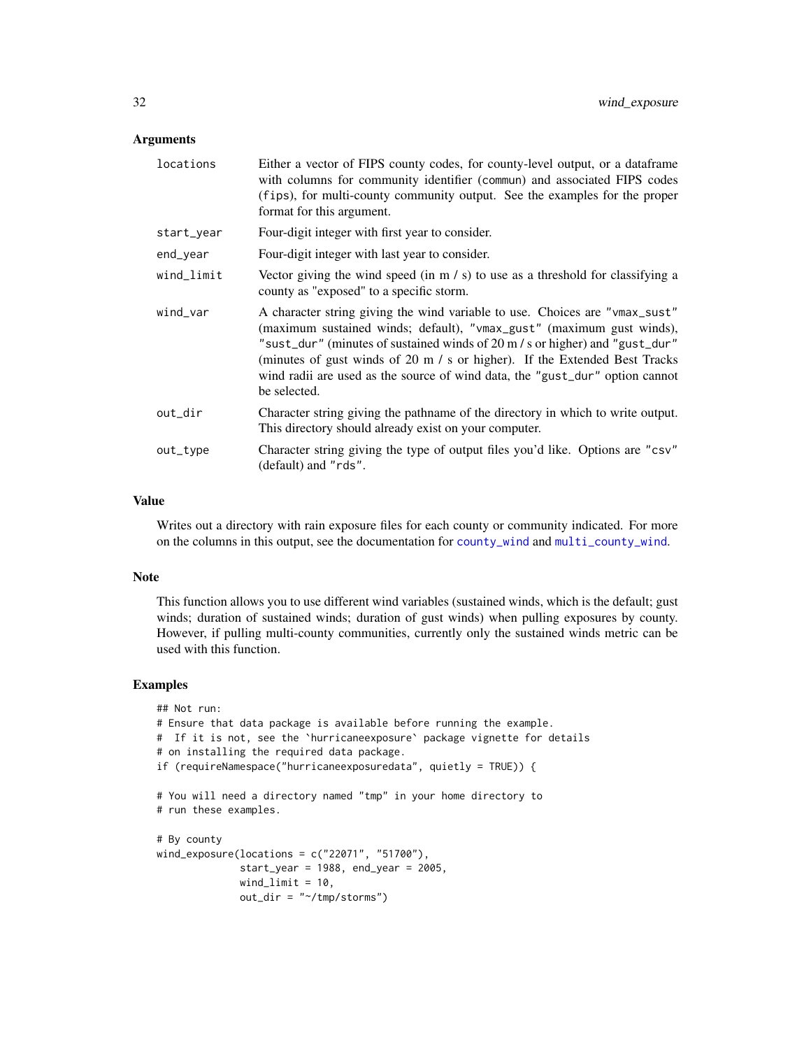## Arguments

| | |
|---|---|
| locations | Either a vector of FIPS county codes, for county-level output, or a dataframe with columns for community identifier (commun) and associated FIPS codes (fips), for multi-county community output. See the examples for the proper format for this argument. |
| start_year | Four-digit integer with first year to consider. |
| end_year | Four-digit integer with last year to consider. |
| wind_limit | Vector giving the wind speed (in m / s) to use as a threshold for classifying a county as "exposed" to a specific storm. |
| wind_var | A character string giving the wind variable to use. Choices are "vmax_sust" (maximum sustained winds; default), "vmax_gust" (maximum gust winds), "sust_dur" (minutes of sustained winds of 20 m / s or higher) and "gust_dur" (minutes of gust winds of 20 m / s or higher). If the Extended Best Tracks wind radii are used as the source of wind data, the "gust_dur" option cannot be selected. |
| out_dir | Character string giving the pathname of the directory in which to write output. This directory should already exist on your computer. |
| out_type | Character string giving the type of output files you'd like. Options are "csv" (default) and "rds". |

## Value

Writes out a directory with rain exposure files for each county or community indicated. For more on the columns in this output, see the documentation for county_wind and multi_county_wind.

## Note

This function allows you to use different wind variables (sustained winds, which is the default; gust winds; duration of sustained winds; duration of gust winds) when pulling exposures by county. However, if pulling multi-county communities, currently only the sustained winds metric can be used with this function.

## Examples

```
## Not run:
# Ensure that data package is available before running the example.
#  If it is not, see the `hurricaneexposure` package vignette for details
# on installing the required data package.
if (requireNamespace("hurricaneexposuredata", quietly = TRUE)) {

# You will need a directory named "tmp" in your home directory to
# run these examples.

# By county
wind_exposure(locations = c("22071", "51700"),
              start_year = 1988, end_year = 2005,
              wind_limit = 10,
              out_dir = "~/tmp/storms")
```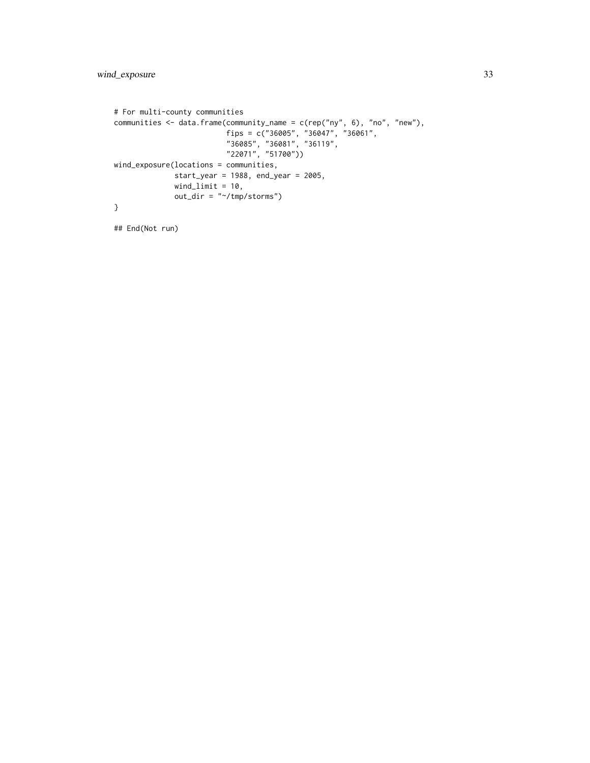```
# For multi-county communities
communities <- data.frame(community_name = c(rep("ny", 6), "no", "new"),
                          fips = c("36005", "36047", "36061",
                          "36085", "36081", "36119",
                          "22071", "51700"))
wind_exposure(locations = communities,
              start_year = 1988, end_year = 2005,
              wind_limit = 10,
              out_dir = "~/tmp/storms")
}

## End(Not run)
```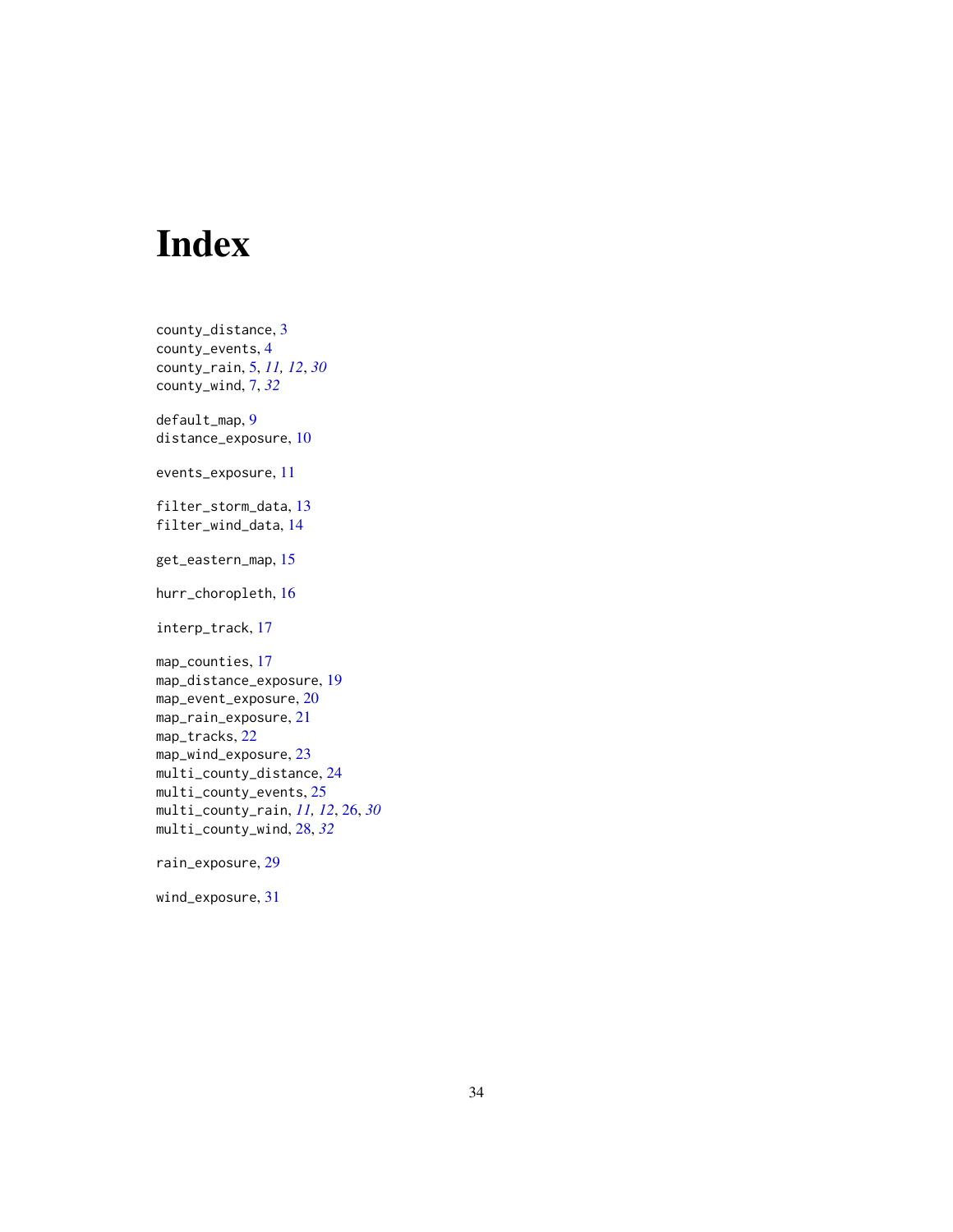# Index

county_distance, 3
county_events, 4
county_rain, 5, *11, 12*, *30*
county_wind, 7, *32*

default_map, 9
distance_exposure, 10

events_exposure, 11

filter_storm_data, 13
filter_wind_data, 14

get_eastern_map, 15

hurr_choropleth, 16

interp_track, 17

map_counties, 17
map_distance_exposure, 19
map_event_exposure, 20
map_rain_exposure, 21
map_tracks, 22
map_wind_exposure, 23
multi_county_distance, 24
multi_county_events, 25
multi_county_rain, *11, 12*, 26, *30*
multi_county_wind, 28, *32*

rain_exposure, 29

wind_exposure, 31